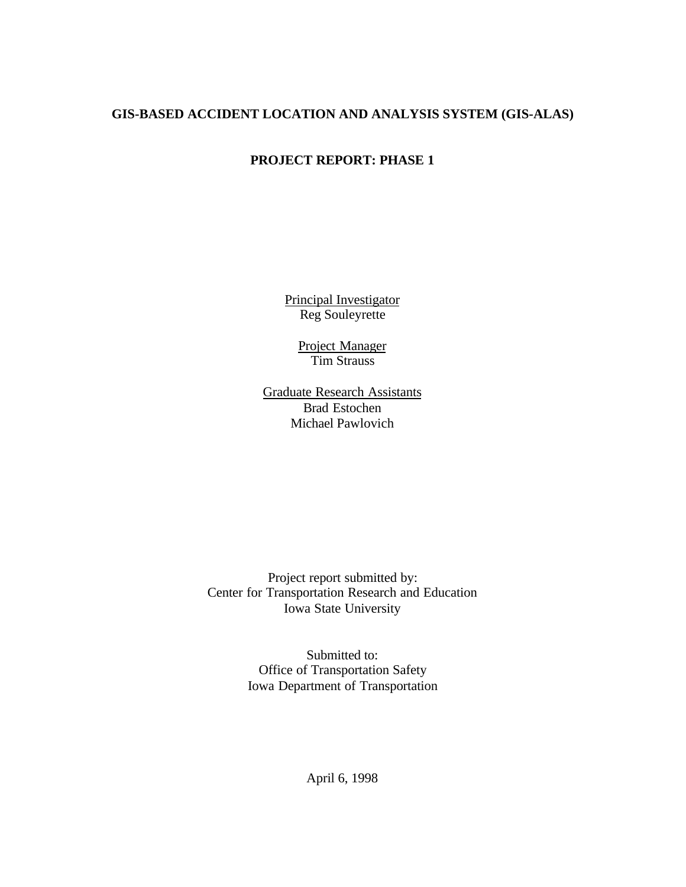# GIS-BASED ACCIDENT LOCATION AND ANALYSIS SYSTEM (GIS-ALAS)

## PROJECT REPORT: PHASE 1

Principal Investigator
Reg Souleyrette

Project Manager
Tim Strauss

Graduate Research Assistants
Brad Estochen
Michael Pawlovich

Project report submitted by:
Center for Transportation Research and Education
Iowa State University

Submitted to:
Office of Transportation Safety
Iowa Department of Transportation

April 6, 1998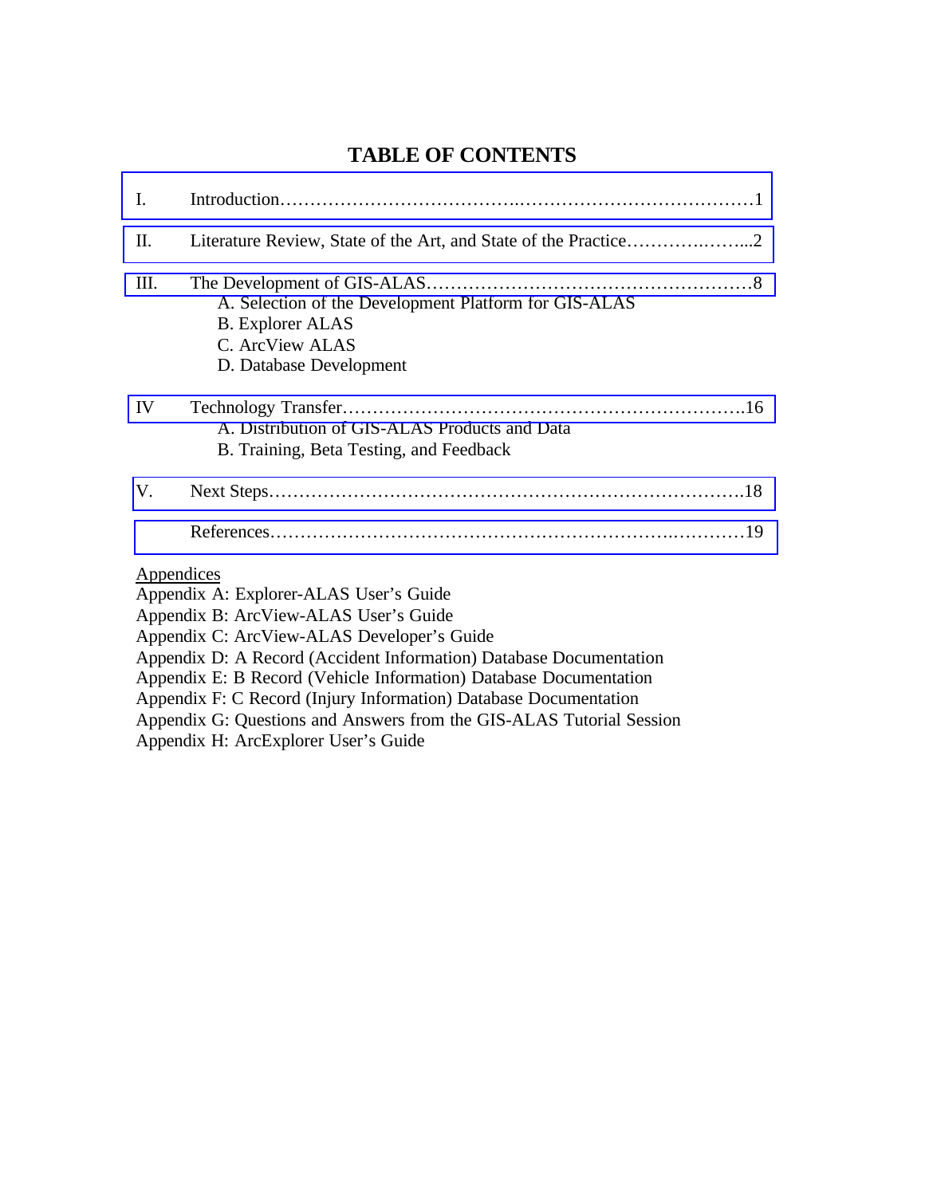# TABLE OF CONTENTS

I. Introduction……………………………………..…………………………………1

II. Literature Review, State of the Art, and State of the Practice………….……...2

III. The Development of GIS-ALAS………………………………………………8
- A. Selection of the Development Platform for GIS-ALAS
- B. Explorer ALAS
- C. ArcView ALAS
- D. Database Development

IV Technology Transfer………………………………………………………….16
- A. Distribution of GIS-ALAS Products and Data
- B. Training, Beta Testing, and Feedback

V. Next Steps…………………………………………………………………….18

References……………………………………………………….…………19

Appendices

Appendix A: Explorer-ALAS User's Guide
Appendix B: ArcView-ALAS User's Guide
Appendix C: ArcView-ALAS Developer's Guide
Appendix D: A Record (Accident Information) Database Documentation
Appendix E: B Record (Vehicle Information) Database Documentation
Appendix F: C Record (Injury Information) Database Documentation
Appendix G: Questions and Answers from the GIS-ALAS Tutorial Session
Appendix H: ArcExplorer User's Guide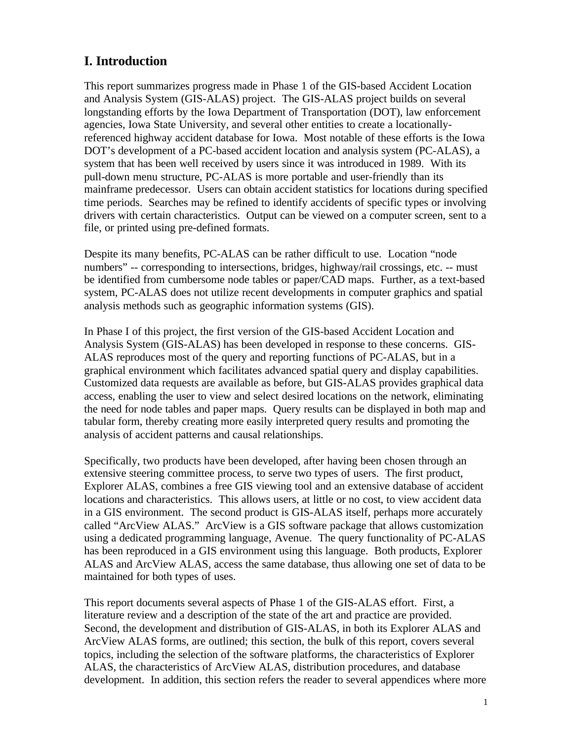## I. Introduction

This report summarizes progress made in Phase 1 of the GIS-based Accident Location and Analysis System (GIS-ALAS) project. The GIS-ALAS project builds on several longstanding efforts by the Iowa Department of Transportation (DOT), law enforcement agencies, Iowa State University, and several other entities to create a locationally-referenced highway accident database for Iowa. Most notable of these efforts is the Iowa DOT's development of a PC-based accident location and analysis system (PC-ALAS), a system that has been well received by users since it was introduced in 1989. With its pull-down menu structure, PC-ALAS is more portable and user-friendly than its mainframe predecessor. Users can obtain accident statistics for locations during specified time periods. Searches may be refined to identify accidents of specific types or involving drivers with certain characteristics. Output can be viewed on a computer screen, sent to a file, or printed using pre-defined formats.

Despite its many benefits, PC-ALAS can be rather difficult to use. Location "node numbers" -- corresponding to intersections, bridges, highway/rail crossings, etc. -- must be identified from cumbersome node tables or paper/CAD maps. Further, as a text-based system, PC-ALAS does not utilize recent developments in computer graphics and spatial analysis methods such as geographic information systems (GIS).

In Phase I of this project, the first version of the GIS-based Accident Location and Analysis System (GIS-ALAS) has been developed in response to these concerns. GIS-ALAS reproduces most of the query and reporting functions of PC-ALAS, but in a graphical environment which facilitates advanced spatial query and display capabilities. Customized data requests are available as before, but GIS-ALAS provides graphical data access, enabling the user to view and select desired locations on the network, eliminating the need for node tables and paper maps. Query results can be displayed in both map and tabular form, thereby creating more easily interpreted query results and promoting the analysis of accident patterns and causal relationships.

Specifically, two products have been developed, after having been chosen through an extensive steering committee process, to serve two types of users. The first product, Explorer ALAS, combines a free GIS viewing tool and an extensive database of accident locations and characteristics. This allows users, at little or no cost, to view accident data in a GIS environment. The second product is GIS-ALAS itself, perhaps more accurately called "ArcView ALAS." ArcView is a GIS software package that allows customization using a dedicated programming language, Avenue. The query functionality of PC-ALAS has been reproduced in a GIS environment using this language. Both products, Explorer ALAS and ArcView ALAS, access the same database, thus allowing one set of data to be maintained for both types of uses.

This report documents several aspects of Phase 1 of the GIS-ALAS effort. First, a literature review and a description of the state of the art and practice are provided. Second, the development and distribution of GIS-ALAS, in both its Explorer ALAS and ArcView ALAS forms, are outlined; this section, the bulk of this report, covers several topics, including the selection of the software platforms, the characteristics of Explorer ALAS, the characteristics of ArcView ALAS, distribution procedures, and database development. In addition, this section refers the reader to several appendices where more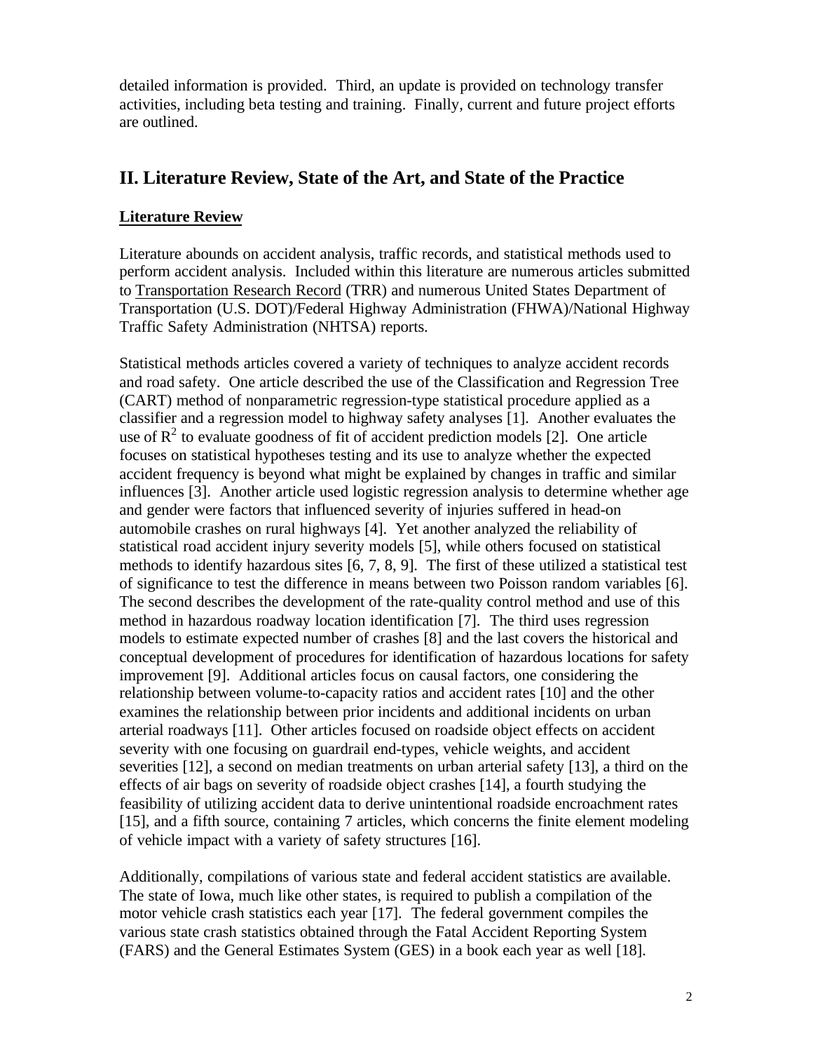detailed information is provided. Third, an update is provided on technology transfer activities, including beta testing and training. Finally, current and future project efforts are outlined.

## II. Literature Review, State of the Art, and State of the Practice

### Literature Review

Literature abounds on accident analysis, traffic records, and statistical methods used to perform accident analysis. Included within this literature are numerous articles submitted to Transportation Research Record (TRR) and numerous United States Department of Transportation (U.S. DOT)/Federal Highway Administration (FHWA)/National Highway Traffic Safety Administration (NHTSA) reports.

Statistical methods articles covered a variety of techniques to analyze accident records and road safety. One article described the use of the Classification and Regression Tree (CART) method of nonparametric regression-type statistical procedure applied as a classifier and a regression model to highway safety analyses [1]. Another evaluates the use of $R^2$ to evaluate goodness of fit of accident prediction models [2]. One article focuses on statistical hypotheses testing and its use to analyze whether the expected accident frequency is beyond what might be explained by changes in traffic and similar influences [3]. Another article used logistic regression analysis to determine whether age and gender were factors that influenced severity of injuries suffered in head-on automobile crashes on rural highways [4]. Yet another analyzed the reliability of statistical road accident injury severity models [5], while others focused on statistical methods to identify hazardous sites [6, 7, 8, 9]. The first of these utilized a statistical test of significance to test the difference in means between two Poisson random variables [6]. The second describes the development of the rate-quality control method and use of this method in hazardous roadway location identification [7]. The third uses regression models to estimate expected number of crashes [8] and the last covers the historical and conceptual development of procedures for identification of hazardous locations for safety improvement [9]. Additional articles focus on causal factors, one considering the relationship between volume-to-capacity ratios and accident rates [10] and the other examines the relationship between prior incidents and additional incidents on urban arterial roadways [11]. Other articles focused on roadside object effects on accident severity with one focusing on guardrail end-types, vehicle weights, and accident severities [12], a second on median treatments on urban arterial safety [13], a third on the effects of air bags on severity of roadside object crashes [14], a fourth studying the feasibility of utilizing accident data to derive unintentional roadside encroachment rates [15], and a fifth source, containing 7 articles, which concerns the finite element modeling of vehicle impact with a variety of safety structures [16].

Additionally, compilations of various state and federal accident statistics are available. The state of Iowa, much like other states, is required to publish a compilation of the motor vehicle crash statistics each year [17]. The federal government compiles the various state crash statistics obtained through the Fatal Accident Reporting System (FARS) and the General Estimates System (GES) in a book each year as well [18].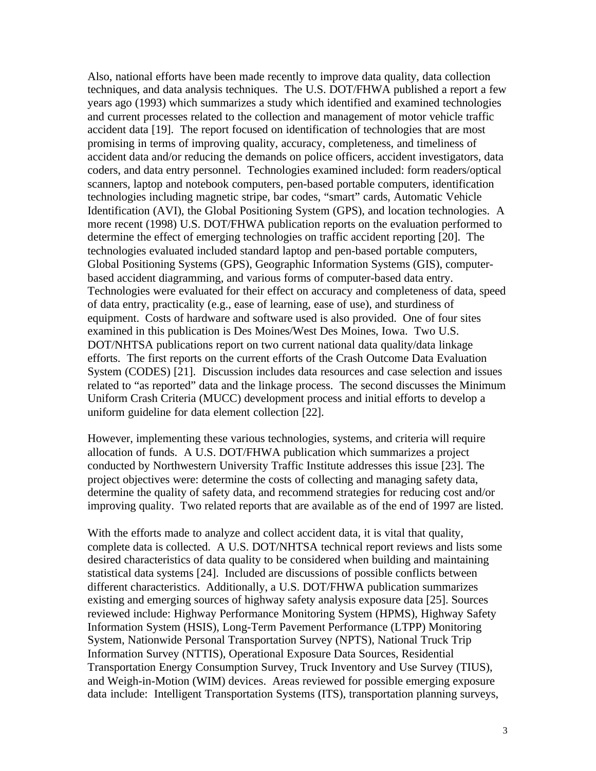Also, national efforts have been made recently to improve data quality, data collection techniques, and data analysis techniques. The U.S. DOT/FHWA published a report a few years ago (1993) which summarizes a study which identified and examined technologies and current processes related to the collection and management of motor vehicle traffic accident data [19]. The report focused on identification of technologies that are most promising in terms of improving quality, accuracy, completeness, and timeliness of accident data and/or reducing the demands on police officers, accident investigators, data coders, and data entry personnel. Technologies examined included: form readers/optical scanners, laptop and notebook computers, pen-based portable computers, identification technologies including magnetic stripe, bar codes, "smart" cards, Automatic Vehicle Identification (AVI), the Global Positioning System (GPS), and location technologies. A more recent (1998) U.S. DOT/FHWA publication reports on the evaluation performed to determine the effect of emerging technologies on traffic accident reporting [20]. The technologies evaluated included standard laptop and pen-based portable computers, Global Positioning Systems (GPS), Geographic Information Systems (GIS), computer-based accident diagramming, and various forms of computer-based data entry. Technologies were evaluated for their effect on accuracy and completeness of data, speed of data entry, practicality (e.g., ease of learning, ease of use), and sturdiness of equipment. Costs of hardware and software used is also provided. One of four sites examined in this publication is Des Moines/West Des Moines, Iowa. Two U.S. DOT/NHTSA publications report on two current national data quality/data linkage efforts. The first reports on the current efforts of the Crash Outcome Data Evaluation System (CODES) [21]. Discussion includes data resources and case selection and issues related to "as reported" data and the linkage process. The second discusses the Minimum Uniform Crash Criteria (MUCC) development process and initial efforts to develop a uniform guideline for data element collection [22].

However, implementing these various technologies, systems, and criteria will require allocation of funds. A U.S. DOT/FHWA publication which summarizes a project conducted by Northwestern University Traffic Institute addresses this issue [23]. The project objectives were: determine the costs of collecting and managing safety data, determine the quality of safety data, and recommend strategies for reducing cost and/or improving quality. Two related reports that are available as of the end of 1997 are listed.

With the efforts made to analyze and collect accident data, it is vital that quality, complete data is collected. A U.S. DOT/NHTSA technical report reviews and lists some desired characteristics of data quality to be considered when building and maintaining statistical data systems [24]. Included are discussions of possible conflicts between different characteristics. Additionally, a U.S. DOT/FHWA publication summarizes existing and emerging sources of highway safety analysis exposure data [25]. Sources reviewed include: Highway Performance Monitoring System (HPMS), Highway Safety Information System (HSIS), Long-Term Pavement Performance (LTPP) Monitoring System, Nationwide Personal Transportation Survey (NPTS), National Truck Trip Information Survey (NTTIS), Operational Exposure Data Sources, Residential Transportation Energy Consumption Survey, Truck Inventory and Use Survey (TIUS), and Weigh-in-Motion (WIM) devices. Areas reviewed for possible emerging exposure data include: Intelligent Transportation Systems (ITS), transportation planning surveys,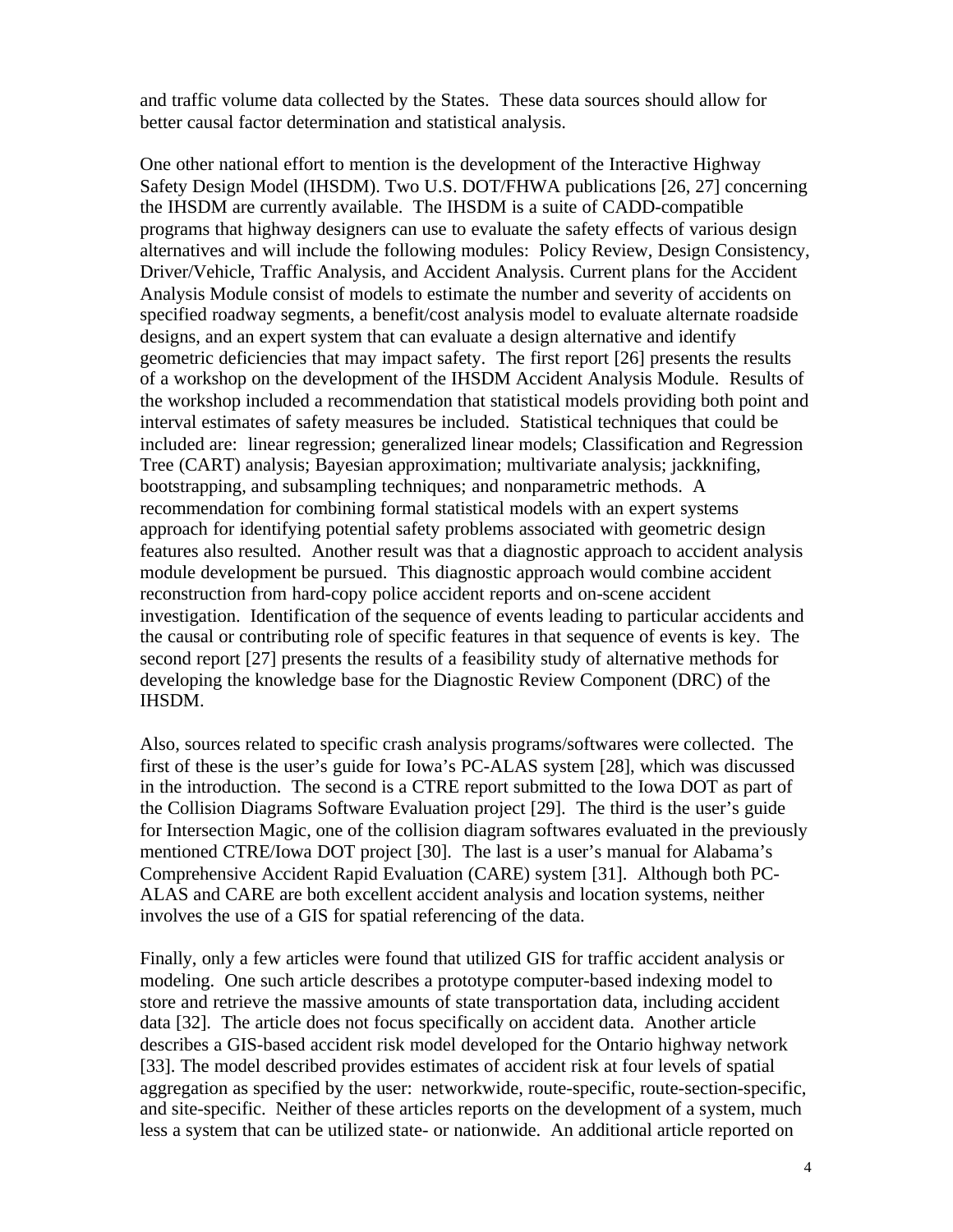and traffic volume data collected by the States. These data sources should allow for better causal factor determination and statistical analysis.

One other national effort to mention is the development of the Interactive Highway Safety Design Model (IHSDM). Two U.S. DOT/FHWA publications [26, 27] concerning the IHSDM are currently available. The IHSDM is a suite of CADD-compatible programs that highway designers can use to evaluate the safety effects of various design alternatives and will include the following modules: Policy Review, Design Consistency, Driver/Vehicle, Traffic Analysis, and Accident Analysis. Current plans for the Accident Analysis Module consist of models to estimate the number and severity of accidents on specified roadway segments, a benefit/cost analysis model to evaluate alternate roadside designs, and an expert system that can evaluate a design alternative and identify geometric deficiencies that may impact safety. The first report [26] presents the results of a workshop on the development of the IHSDM Accident Analysis Module. Results of the workshop included a recommendation that statistical models providing both point and interval estimates of safety measures be included. Statistical techniques that could be included are: linear regression; generalized linear models; Classification and Regression Tree (CART) analysis; Bayesian approximation; multivariate analysis; jackknifing, bootstrapping, and subsampling techniques; and nonparametric methods. A recommendation for combining formal statistical models with an expert systems approach for identifying potential safety problems associated with geometric design features also resulted. Another result was that a diagnostic approach to accident analysis module development be pursued. This diagnostic approach would combine accident reconstruction from hard-copy police accident reports and on-scene accident investigation. Identification of the sequence of events leading to particular accidents and the causal or contributing role of specific features in that sequence of events is key. The second report [27] presents the results of a feasibility study of alternative methods for developing the knowledge base for the Diagnostic Review Component (DRC) of the IHSDM.

Also, sources related to specific crash analysis programs/softwares were collected. The first of these is the user's guide for Iowa's PC-ALAS system [28], which was discussed in the introduction. The second is a CTRE report submitted to the Iowa DOT as part of the Collision Diagrams Software Evaluation project [29]. The third is the user's guide for Intersection Magic, one of the collision diagram softwares evaluated in the previously mentioned CTRE/Iowa DOT project [30]. The last is a user's manual for Alabama's Comprehensive Accident Rapid Evaluation (CARE) system [31]. Although both PC-ALAS and CARE are both excellent accident analysis and location systems, neither involves the use of a GIS for spatial referencing of the data.

Finally, only a few articles were found that utilized GIS for traffic accident analysis or modeling. One such article describes a prototype computer-based indexing model to store and retrieve the massive amounts of state transportation data, including accident data [32]. The article does not focus specifically on accident data. Another article describes a GIS-based accident risk model developed for the Ontario highway network [33]. The model described provides estimates of accident risk at four levels of spatial aggregation as specified by the user: networkwide, route-specific, route-section-specific, and site-specific. Neither of these articles reports on the development of a system, much less a system that can be utilized state- or nationwide. An additional article reported on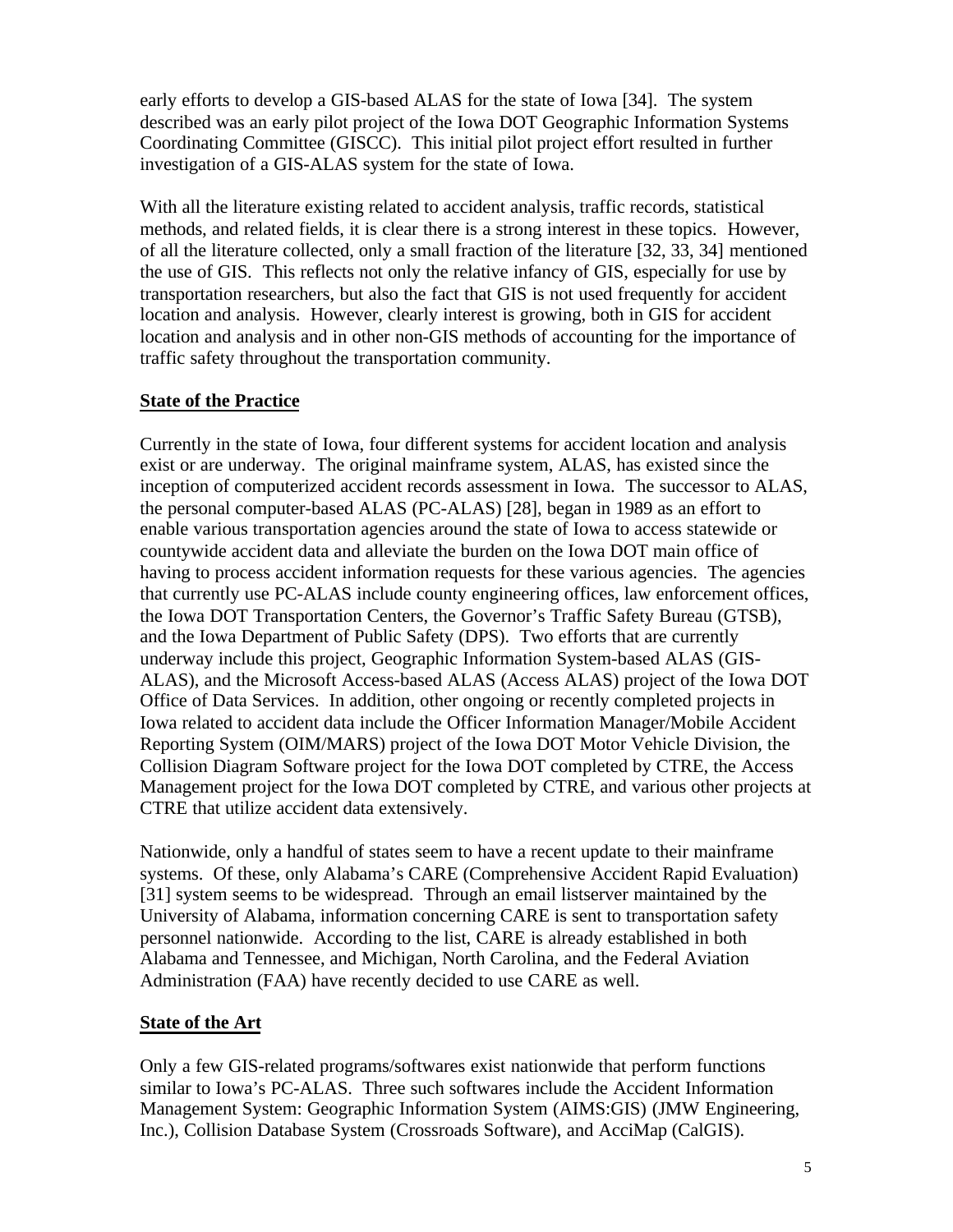early efforts to develop a GIS-based ALAS for the state of Iowa [34]. The system described was an early pilot project of the Iowa DOT Geographic Information Systems Coordinating Committee (GISCC). This initial pilot project effort resulted in further investigation of a GIS-ALAS system for the state of Iowa.

With all the literature existing related to accident analysis, traffic records, statistical methods, and related fields, it is clear there is a strong interest in these topics. However, of all the literature collected, only a small fraction of the literature [32, 33, 34] mentioned the use of GIS. This reflects not only the relative infancy of GIS, especially for use by transportation researchers, but also the fact that GIS is not used frequently for accident location and analysis. However, clearly interest is growing, both in GIS for accident location and analysis and in other non-GIS methods of accounting for the importance of traffic safety throughout the transportation community.

## State of the Practice

Currently in the state of Iowa, four different systems for accident location and analysis exist or are underway. The original mainframe system, ALAS, has existed since the inception of computerized accident records assessment in Iowa. The successor to ALAS, the personal computer-based ALAS (PC-ALAS) [28], began in 1989 as an effort to enable various transportation agencies around the state of Iowa to access statewide or countywide accident data and alleviate the burden on the Iowa DOT main office of having to process accident information requests for these various agencies. The agencies that currently use PC-ALAS include county engineering offices, law enforcement offices, the Iowa DOT Transportation Centers, the Governor's Traffic Safety Bureau (GTSB), and the Iowa Department of Public Safety (DPS). Two efforts that are currently underway include this project, Geographic Information System-based ALAS (GIS-ALAS), and the Microsoft Access-based ALAS (Access ALAS) project of the Iowa DOT Office of Data Services. In addition, other ongoing or recently completed projects in Iowa related to accident data include the Officer Information Manager/Mobile Accident Reporting System (OIM/MARS) project of the Iowa DOT Motor Vehicle Division, the Collision Diagram Software project for the Iowa DOT completed by CTRE, the Access Management project for the Iowa DOT completed by CTRE, and various other projects at CTRE that utilize accident data extensively.

Nationwide, only a handful of states seem to have a recent update to their mainframe systems. Of these, only Alabama's CARE (Comprehensive Accident Rapid Evaluation) [31] system seems to be widespread. Through an email listserver maintained by the University of Alabama, information concerning CARE is sent to transportation safety personnel nationwide. According to the list, CARE is already established in both Alabama and Tennessee, and Michigan, North Carolina, and the Federal Aviation Administration (FAA) have recently decided to use CARE as well.

## State of the Art

Only a few GIS-related programs/softwares exist nationwide that perform functions similar to Iowa's PC-ALAS. Three such softwares include the Accident Information Management System: Geographic Information System (AIMS:GIS) (JMW Engineering, Inc.), Collision Database System (Crossroads Software), and AcciMap (CalGIS).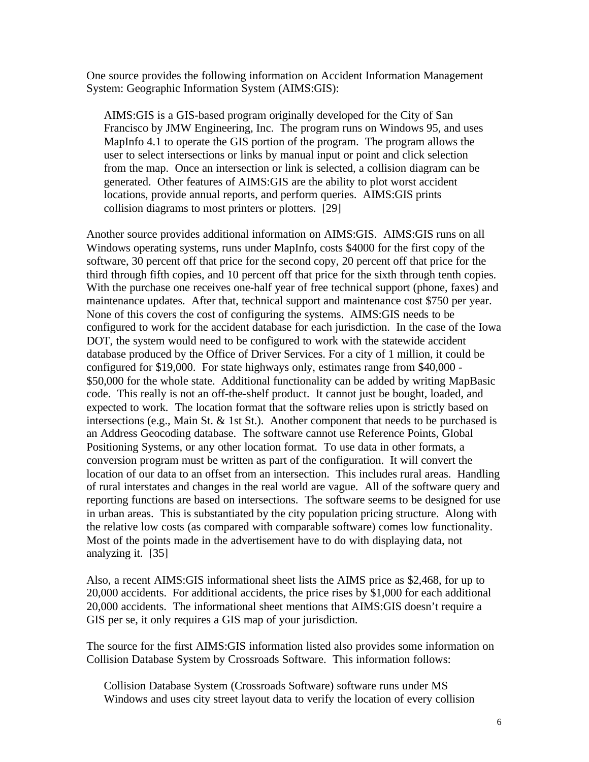One source provides the following information on Accident Information Management System: Geographic Information System (AIMS:GIS):

> AIMS:GIS is a GIS-based program originally developed for the City of San Francisco by JMW Engineering, Inc. The program runs on Windows 95, and uses MapInfo 4.1 to operate the GIS portion of the program. The program allows the user to select intersections or links by manual input or point and click selection from the map. Once an intersection or link is selected, a collision diagram can be generated. Other features of AIMS:GIS are the ability to plot worst accident locations, provide annual reports, and perform queries. AIMS:GIS prints collision diagrams to most printers or plotters. [29]

Another source provides additional information on AIMS:GIS. AIMS:GIS runs on all Windows operating systems, runs under MapInfo, costs $4000 for the first copy of the software, 30 percent off that price for the second copy, 20 percent off that price for the third through fifth copies, and 10 percent off that price for the sixth through tenth copies. With the purchase one receives one-half year of free technical support (phone, faxes) and maintenance updates. After that, technical support and maintenance cost $750 per year. None of this covers the cost of configuring the systems. AIMS:GIS needs to be configured to work for the accident database for each jurisdiction. In the case of the Iowa DOT, the system would need to be configured to work with the statewide accident database produced by the Office of Driver Services. For a city of 1 million, it could be configured for $19,000. For state highways only, estimates range from $40,000 - $50,000 for the whole state. Additional functionality can be added by writing MapBasic code. This really is not an off-the-shelf product. It cannot just be bought, loaded, and expected to work. The location format that the software relies upon is strictly based on intersections (e.g., Main St. & 1st St.). Another component that needs to be purchased is an Address Geocoding database. The software cannot use Reference Points, Global Positioning Systems, or any other location format. To use data in other formats, a conversion program must be written as part of the configuration. It will convert the location of our data to an offset from an intersection. This includes rural areas. Handling of rural interstates and changes in the real world are vague. All of the software query and reporting functions are based on intersections. The software seems to be designed for use in urban areas. This is substantiated by the city population pricing structure. Along with the relative low costs (as compared with comparable software) comes low functionality. Most of the points made in the advertisement have to do with displaying data, not analyzing it. [35]

Also, a recent AIMS:GIS informational sheet lists the AIMS price as $2,468, for up to 20,000 accidents. For additional accidents, the price rises by $1,000 for each additional 20,000 accidents. The informational sheet mentions that AIMS:GIS doesn't require a GIS per se, it only requires a GIS map of your jurisdiction.

The source for the first AIMS:GIS information listed also provides some information on Collision Database System by Crossroads Software. This information follows:

> Collision Database System (Crossroads Software) software runs under MS Windows and uses city street layout data to verify the location of every collision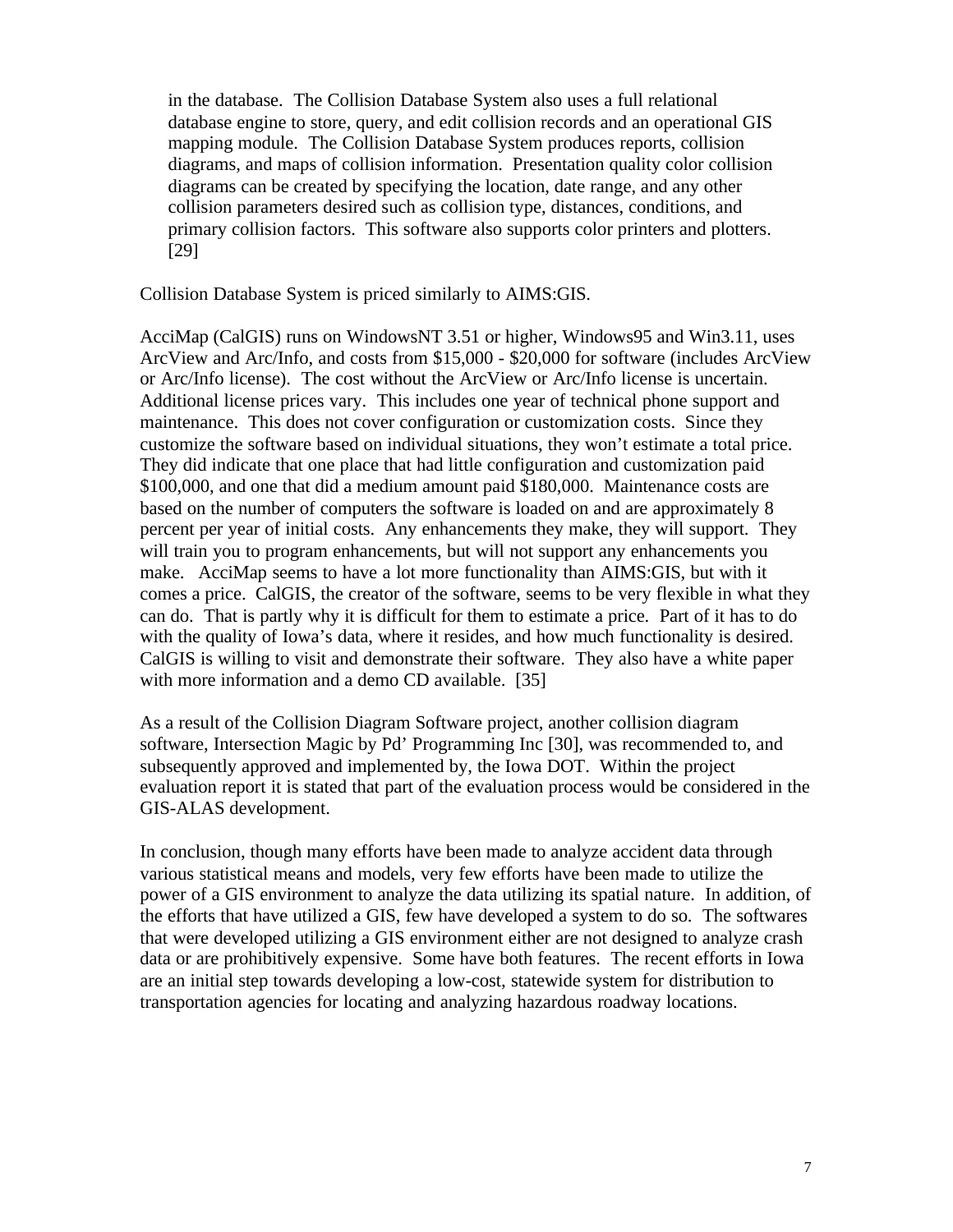> in the database. The Collision Database System also uses a full relational database engine to store, query, and edit collision records and an operational GIS mapping module. The Collision Database System produces reports, collision diagrams, and maps of collision information. Presentation quality color collision diagrams can be created by specifying the location, date range, and any other collision parameters desired such as collision type, distances, conditions, and primary collision factors. This software also supports color printers and plotters. [29]

Collision Database System is priced similarly to AIMS:GIS.

AcciMap (CalGIS) runs on WindowsNT 3.51 or higher, Windows95 and Win3.11, uses ArcView and Arc/Info, and costs from $15,000 - $20,000 for software (includes ArcView or Arc/Info license). The cost without the ArcView or Arc/Info license is uncertain. Additional license prices vary. This includes one year of technical phone support and maintenance. This does not cover configuration or customization costs. Since they customize the software based on individual situations, they won't estimate a total price. They did indicate that one place that had little configuration and customization paid $100,000, and one that did a medium amount paid $180,000. Maintenance costs are based on the number of computers the software is loaded on and are approximately 8 percent per year of initial costs. Any enhancements they make, they will support. They will train you to program enhancements, but will not support any enhancements you make. AcciMap seems to have a lot more functionality than AIMS:GIS, but with it comes a price. CalGIS, the creator of the software, seems to be very flexible in what they can do. That is partly why it is difficult for them to estimate a price. Part of it has to do with the quality of Iowa's data, where it resides, and how much functionality is desired. CalGIS is willing to visit and demonstrate their software. They also have a white paper with more information and a demo CD available. [35]

As a result of the Collision Diagram Software project, another collision diagram software, Intersection Magic by Pd' Programming Inc [30], was recommended to, and subsequently approved and implemented by, the Iowa DOT. Within the project evaluation report it is stated that part of the evaluation process would be considered in the GIS-ALAS development.

In conclusion, though many efforts have been made to analyze accident data through various statistical means and models, very few efforts have been made to utilize the power of a GIS environment to analyze the data utilizing its spatial nature. In addition, of the efforts that have utilized a GIS, few have developed a system to do so. The softwares that were developed utilizing a GIS environment either are not designed to analyze crash data or are prohibitively expensive. Some have both features. The recent efforts in Iowa are an initial step towards developing a low-cost, statewide system for distribution to transportation agencies for locating and analyzing hazardous roadway locations.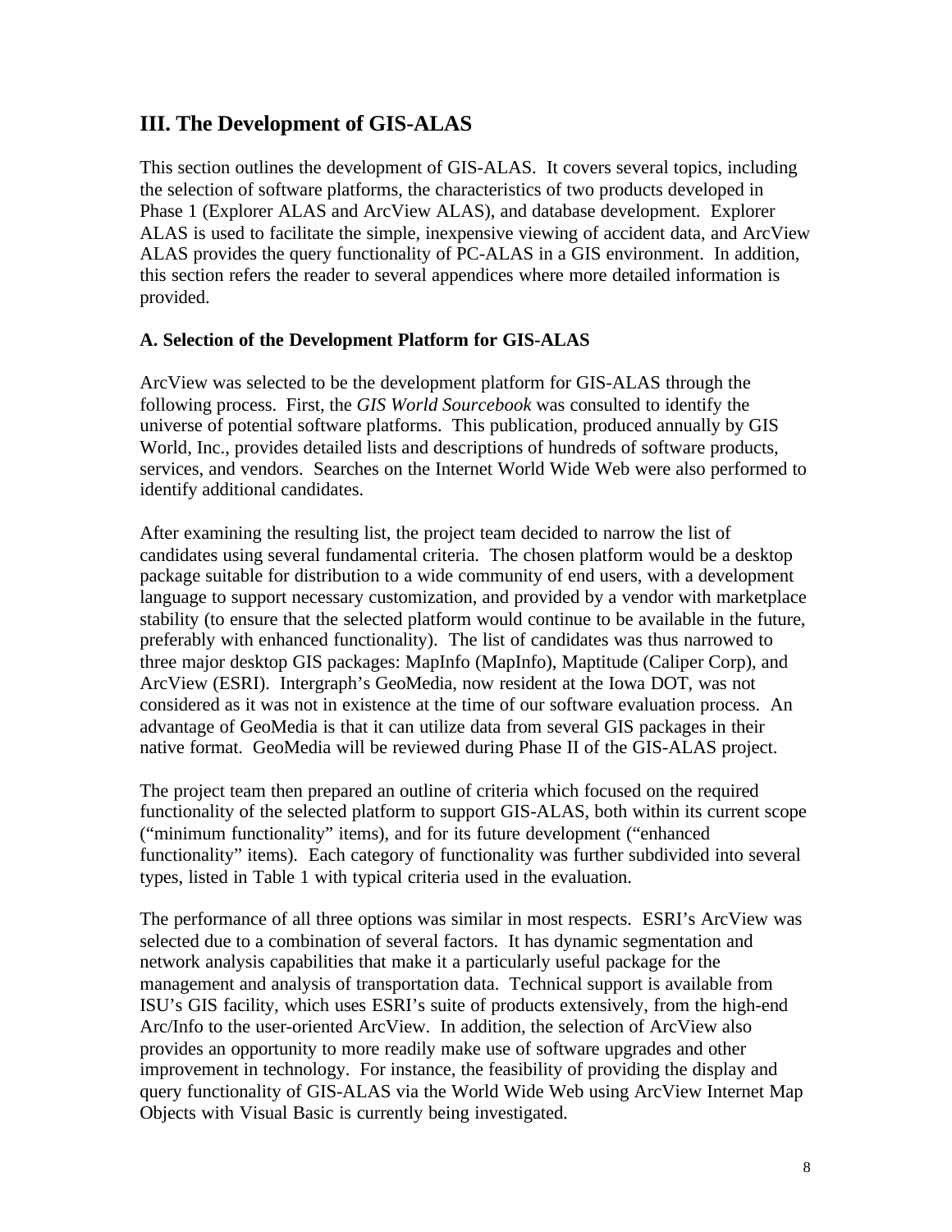## III. The Development of GIS-ALAS

This section outlines the development of GIS-ALAS. It covers several topics, including the selection of software platforms, the characteristics of two products developed in Phase 1 (Explorer ALAS and ArcView ALAS), and database development. Explorer ALAS is used to facilitate the simple, inexpensive viewing of accident data, and ArcView ALAS provides the query functionality of PC-ALAS in a GIS environment. In addition, this section refers the reader to several appendices where more detailed information is provided.

### A. Selection of the Development Platform for GIS-ALAS

ArcView was selected to be the development platform for GIS-ALAS through the following process. First, the *GIS World Sourcebook* was consulted to identify the universe of potential software platforms. This publication, produced annually by GIS World, Inc., provides detailed lists and descriptions of hundreds of software products, services, and vendors. Searches on the Internet World Wide Web were also performed to identify additional candidates.

After examining the resulting list, the project team decided to narrow the list of candidates using several fundamental criteria. The chosen platform would be a desktop package suitable for distribution to a wide community of end users, with a development language to support necessary customization, and provided by a vendor with marketplace stability (to ensure that the selected platform would continue to be available in the future, preferably with enhanced functionality). The list of candidates was thus narrowed to three major desktop GIS packages: MapInfo (MapInfo), Maptitude (Caliper Corp), and ArcView (ESRI). Intergraph's GeoMedia, now resident at the Iowa DOT, was not considered as it was not in existence at the time of our software evaluation process. An advantage of GeoMedia is that it can utilize data from several GIS packages in their native format. GeoMedia will be reviewed during Phase II of the GIS-ALAS project.

The project team then prepared an outline of criteria which focused on the required functionality of the selected platform to support GIS-ALAS, both within its current scope ("minimum functionality" items), and for its future development ("enhanced functionality" items). Each category of functionality was further subdivided into several types, listed in Table 1 with typical criteria used in the evaluation.

The performance of all three options was similar in most respects. ESRI's ArcView was selected due to a combination of several factors. It has dynamic segmentation and network analysis capabilities that make it a particularly useful package for the management and analysis of transportation data. Technical support is available from ISU's GIS facility, which uses ESRI's suite of products extensively, from the high-end Arc/Info to the user-oriented ArcView. In addition, the selection of ArcView also provides an opportunity to more readily make use of software upgrades and other improvement in technology. For instance, the feasibility of providing the display and query functionality of GIS-ALAS via the World Wide Web using ArcView Internet Map Objects with Visual Basic is currently being investigated.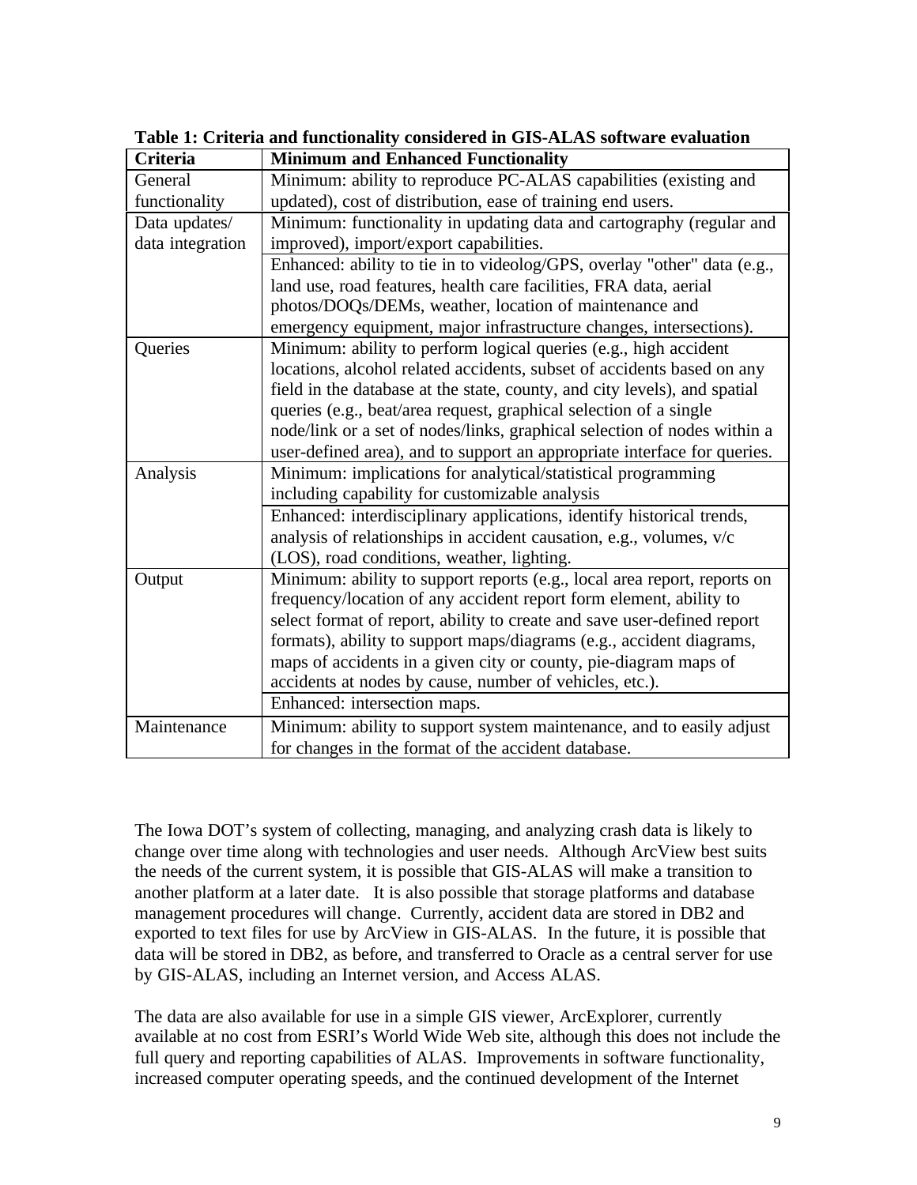**Table 1: Criteria and functionality considered in GIS-ALAS software evaluation**

| Criteria | Minimum and Enhanced Functionality |
|---|---|
| General functionality | Minimum: ability to reproduce PC-ALAS capabilities (existing and updated), cost of distribution, ease of training end users. |
| Data updates/ data integration | Minimum: functionality in updating data and cartography (regular and improved), import/export capabilities. |
| | Enhanced: ability to tie in to videolog/GPS, overlay "other" data (e.g., land use, road features, health care facilities, FRA data, aerial photos/DOQs/DEMs, weather, location of maintenance and emergency equipment, major infrastructure changes, intersections). |
| Queries | Minimum: ability to perform logical queries (e.g., high accident locations, alcohol related accidents, subset of accidents based on any field in the database at the state, county, and city levels), and spatial queries (e.g., beat/area request, graphical selection of a single node/link or a set of nodes/links, graphical selection of nodes within a user-defined area), and to support an appropriate interface for queries. |
| Analysis | Minimum: implications for analytical/statistical programming including capability for customizable analysis |
| | Enhanced: interdisciplinary applications, identify historical trends, analysis of relationships in accident causation, e.g., volumes, v/c (LOS), road conditions, weather, lighting. |
| Output | Minimum: ability to support reports (e.g., local area report, reports on frequency/location of any accident report form element, ability to select format of report, ability to create and save user-defined report formats), ability to support maps/diagrams (e.g., accident diagrams, maps of accidents in a given city or county, pie-diagram maps of accidents at nodes by cause, number of vehicles, etc.). |
| | Enhanced: intersection maps. |
| Maintenance | Minimum: ability to support system maintenance, and to easily adjust for changes in the format of the accident database. |

The Iowa DOT's system of collecting, managing, and analyzing crash data is likely to change over time along with technologies and user needs. Although ArcView best suits the needs of the current system, it is possible that GIS-ALAS will make a transition to another platform at a later date. It is also possible that storage platforms and database management procedures will change. Currently, accident data are stored in DB2 and exported to text files for use by ArcView in GIS-ALAS. In the future, it is possible that data will be stored in DB2, as before, and transferred to Oracle as a central server for use by GIS-ALAS, including an Internet version, and Access ALAS.

The data are also available for use in a simple GIS viewer, ArcExplorer, currently available at no cost from ESRI's World Wide Web site, although this does not include the full query and reporting capabilities of ALAS. Improvements in software functionality, increased computer operating speeds, and the continued development of the Internet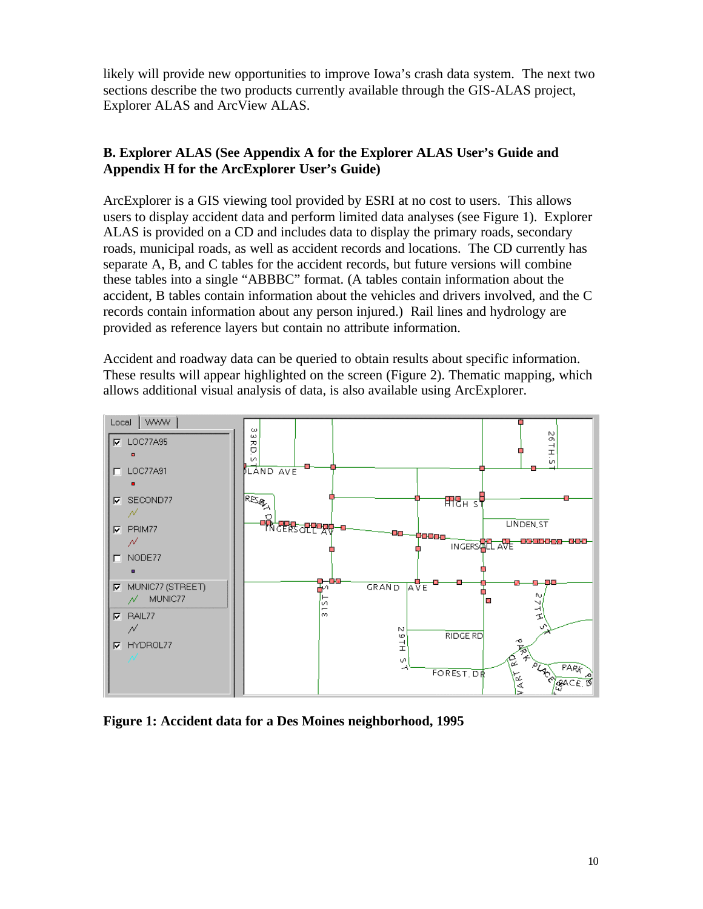likely will provide new opportunities to improve Iowa's crash data system. The next two sections describe the two products currently available through the GIS-ALAS project, Explorer ALAS and ArcView ALAS.

### B. Explorer ALAS (See Appendix A for the Explorer ALAS User's Guide and Appendix H for the ArcExplorer User's Guide)

ArcExplorer is a GIS viewing tool provided by ESRI at no cost to users. This allows users to display accident data and perform limited data analyses (see Figure 1). Explorer ALAS is provided on a CD and includes data to display the primary roads, secondary roads, municipal roads, as well as accident records and locations. The CD currently has separate A, B, and C tables for the accident records, but future versions will combine these tables into a single "ABBBC" format. (A tables contain information about the accident, B tables contain information about the vehicles and drivers involved, and the C records contain information about any person injured.) Rail lines and hydrology are provided as reference layers but contain no attribute information.

Accident and roadway data can be queried to obtain results about specific information. These results will appear highlighted on the screen (Figure 2). Thematic mapping, which allows additional visual analysis of data, is also available using ArcExplorer.

**Figure 1: Accident data for a Des Moines neighborhood, 1995**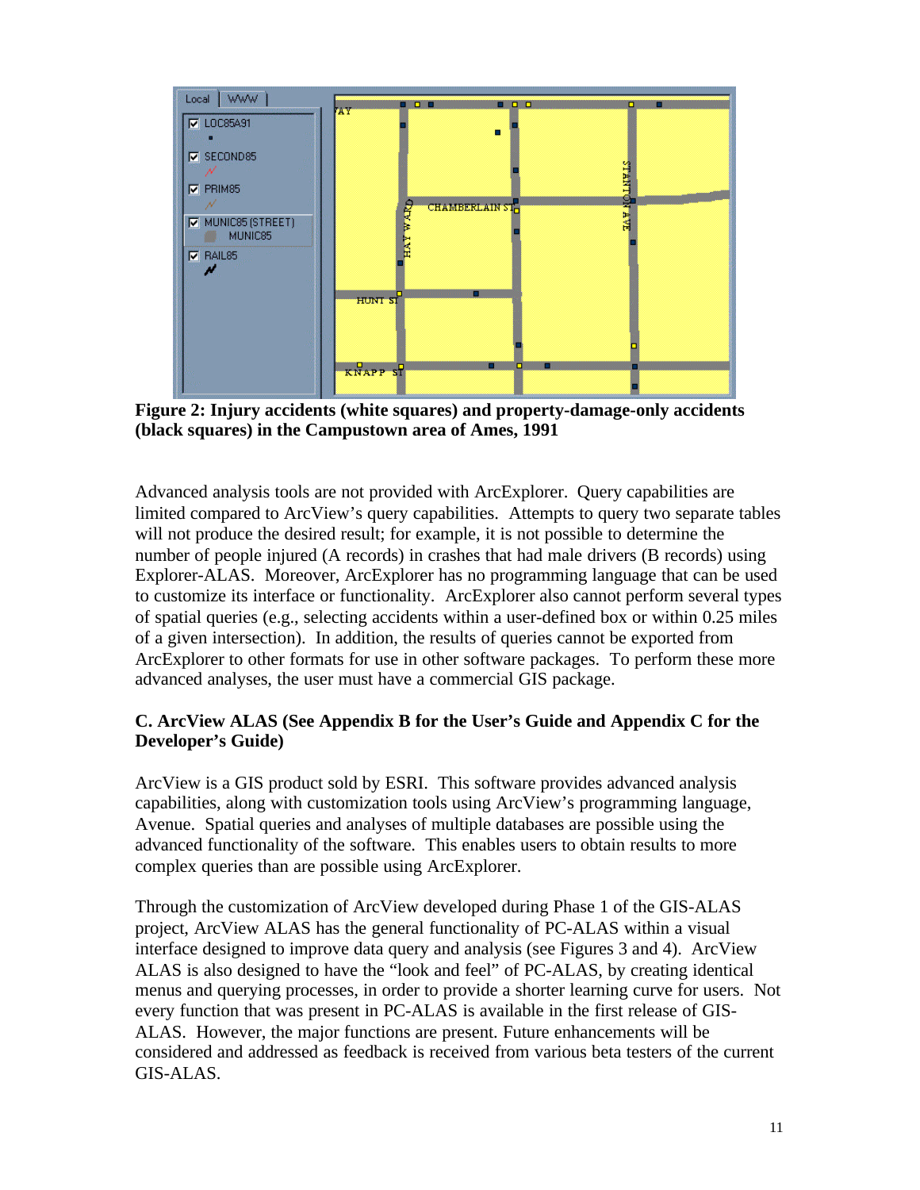**Figure 2: Injury accidents (white squares) and property-damage-only accidents (black squares) in the Campustown area of Ames, 1991**

Advanced analysis tools are not provided with ArcExplorer. Query capabilities are limited compared to ArcView's query capabilities. Attempts to query two separate tables will not produce the desired result; for example, it is not possible to determine the number of people injured (A records) in crashes that had male drivers (B records) using Explorer-ALAS. Moreover, ArcExplorer has no programming language that can be used to customize its interface or functionality. ArcExplorer also cannot perform several types of spatial queries (e.g., selecting accidents within a user-defined box or within 0.25 miles of a given intersection). In addition, the results of queries cannot be exported from ArcExplorer to other formats for use in other software packages. To perform these more advanced analyses, the user must have a commercial GIS package.

### C. ArcView ALAS (See Appendix B for the User's Guide and Appendix C for the Developer's Guide)

ArcView is a GIS product sold by ESRI. This software provides advanced analysis capabilities, along with customization tools using ArcView's programming language, Avenue. Spatial queries and analyses of multiple databases are possible using the advanced functionality of the software. This enables users to obtain results to more complex queries than are possible using ArcExplorer.

Through the customization of ArcView developed during Phase 1 of the GIS-ALAS project, ArcView ALAS has the general functionality of PC-ALAS within a visual interface designed to improve data query and analysis (see Figures 3 and 4). ArcView ALAS is also designed to have the "look and feel" of PC-ALAS, by creating identical menus and querying processes, in order to provide a shorter learning curve for users. Not every function that was present in PC-ALAS is available in the first release of GIS-ALAS. However, the major functions are present. Future enhancements will be considered and addressed as feedback is received from various beta testers of the current GIS-ALAS.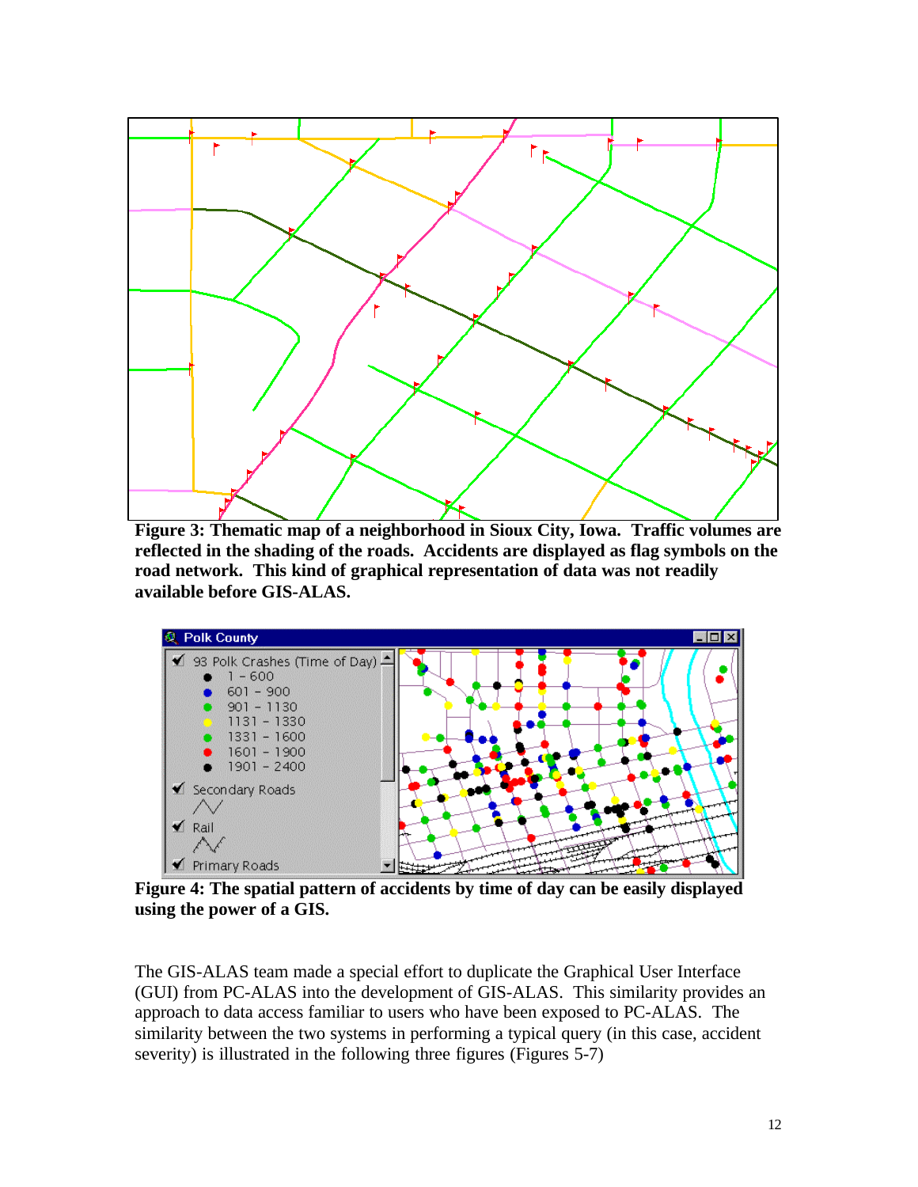**Figure 3: Thematic map of a neighborhood in Sioux City, Iowa. Traffic volumes are reflected in the shading of the roads. Accidents are displayed as flag symbols on the road network. This kind of graphical representation of data was not readily available before GIS-ALAS.**

**Figure 4: The spatial pattern of accidents by time of day can be easily displayed using the power of a GIS.**

The GIS-ALAS team made a special effort to duplicate the Graphical User Interface (GUI) from PC-ALAS into the development of GIS-ALAS. This similarity provides an approach to data access familiar to users who have been exposed to PC-ALAS. The similarity between the two systems in performing a typical query (in this case, accident severity) is illustrated in the following three figures (Figures 5-7)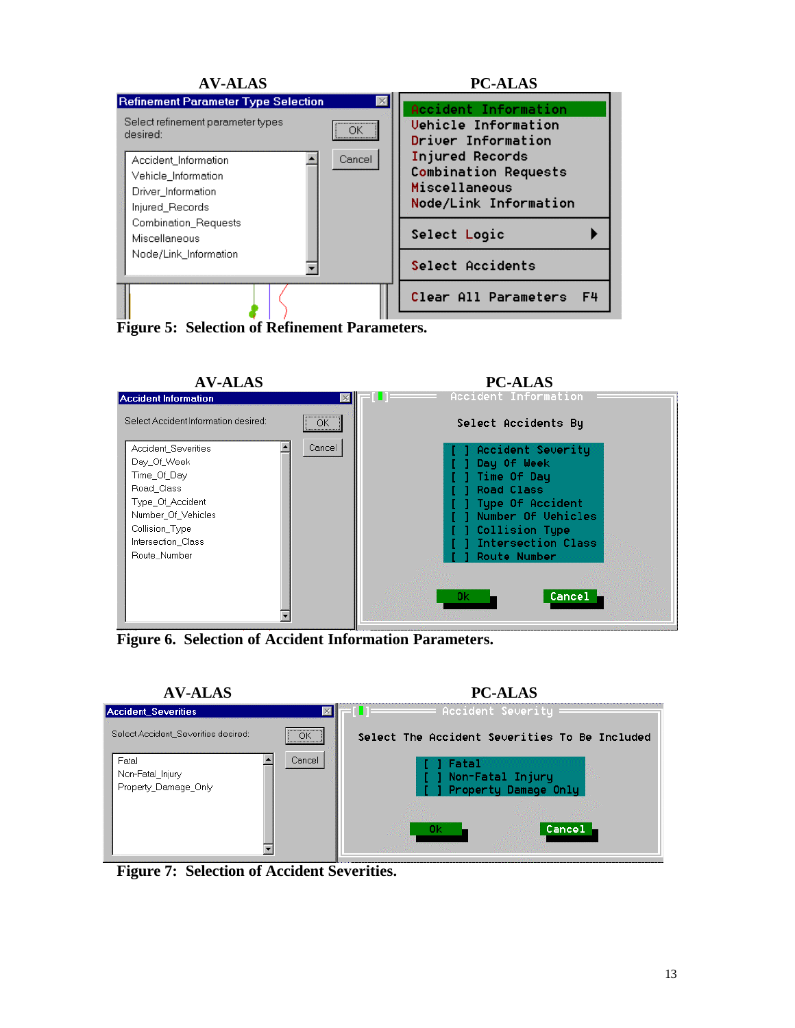AV-ALAS

Refinement Parameter Type Selection

Select refinement parameter types desired:

OK

Cancel

Accident_Information
Vehicle_Information
Driver_Information
Injured_Records
Combination_Requests
Miscellaneous
Node/Link_Information

PC-ALAS

Accident Information
Vehicle Information
Driver Information
Injured Records
Combination Requests
Miscellaneous
Node/Link Information

Select Logic

Select Accidents

Clear All Parameters F4

**Figure 5: Selection of Refinement Parameters.**

AV-ALAS

Accident Information

Select Accident Information desired:

OK

Cancel

Accident_Severities
Day_Of_Week
Time_Of_Day
Road_Class
Type_Of_Accident
Number_Of_Vehicles
Collision_Type
Intersection_Class
Route_Number

PC-ALAS

Accident Information

Select Accidents By

[ ] Accident Severity
[ ] Day Of Week
[ ] Time Of Day
[ ] Road Class
[ ] Type Of Accident
[ ] Number Of Vehicles
[ ] Collision Type
[ ] Intersection Class
[ ] Route Number

Ok

Cancel

**Figure 6. Selection of Accident Information Parameters.**

AV-ALAS

Accident_Severities

Select Accident_Severities desired:

OK

Cancel

Fatal
Non-Fatal_Injury
Property_Damage_Only

PC-ALAS

Accident Severity

Select The Accident Severities To Be Included

[ ] Fatal
[ ] Non-Fatal Injury
[ ] Property Damage Only

Ok

Cancel

**Figure 7: Selection of Accident Severities.**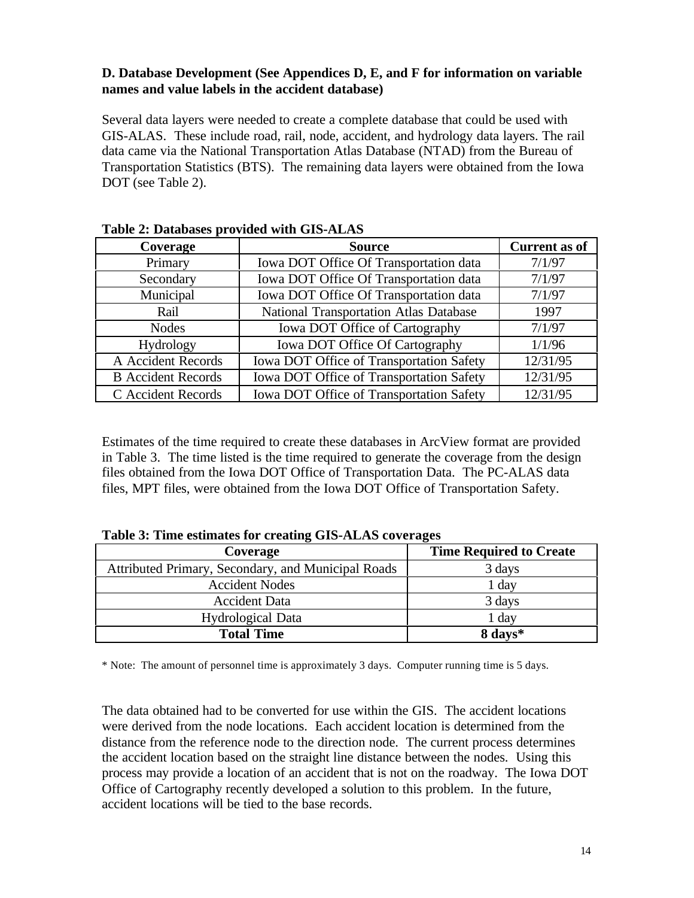### D. Database Development (See Appendices D, E, and F for information on variable names and value labels in the accident database)

Several data layers were needed to create a complete database that could be used with GIS-ALAS. These include road, rail, node, accident, and hydrology data layers. The rail data came via the National Transportation Atlas Database (NTAD) from the Bureau of Transportation Statistics (BTS). The remaining data layers were obtained from the Iowa DOT (see Table 2).

**Table 2: Databases provided with GIS-ALAS**

| Coverage | Source | Current as of |
|---|---|---|
| Primary | Iowa DOT Office Of Transportation data | 7/1/97 |
| Secondary | Iowa DOT Office Of Transportation data | 7/1/97 |
| Municipal | Iowa DOT Office Of Transportation data | 7/1/97 |
| Rail | National Transportation Atlas Database | 1997 |
| Nodes | Iowa DOT Office of Cartography | 7/1/97 |
| Hydrology | Iowa DOT Office Of Cartography | 1/1/96 |
| A Accident Records | Iowa DOT Office of Transportation Safety | 12/31/95 |
| B Accident Records | Iowa DOT Office of Transportation Safety | 12/31/95 |
| C Accident Records | Iowa DOT Office of Transportation Safety | 12/31/95 |

Estimates of the time required to create these databases in ArcView format are provided in Table 3. The time listed is the time required to generate the coverage from the design files obtained from the Iowa DOT Office of Transportation Data. The PC-ALAS data files, MPT files, were obtained from the Iowa DOT Office of Transportation Safety.

**Table 3: Time estimates for creating GIS-ALAS coverages**

| Coverage | Time Required to Create |
|---|---|
| Attributed Primary, Secondary, and Municipal Roads | 3 days |
| Accident Nodes | 1 day |
| Accident Data | 3 days |
| Hydrological Data | 1 day |
| **Total Time** | **8 days*** |

* Note: The amount of personnel time is approximately 3 days. Computer running time is 5 days.

The data obtained had to be converted for use within the GIS. The accident locations were derived from the node locations. Each accident location is determined from the distance from the reference node to the direction node. The current process determines the accident location based on the straight line distance between the nodes. Using this process may provide a location of an accident that is not on the roadway. The Iowa DOT Office of Cartography recently developed a solution to this problem. In the future, accident locations will be tied to the base records.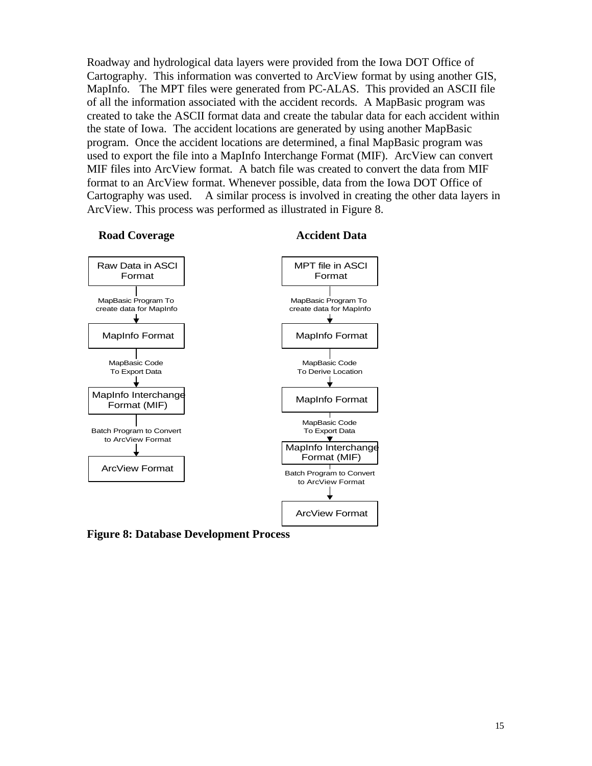Roadway and hydrological data layers were provided from the Iowa DOT Office of Cartography. This information was converted to ArcView format by using another GIS, MapInfo. The MPT files were generated from PC-ALAS. This provided an ASCII file of all the information associated with the accident records. A MapBasic program was created to take the ASCII format data and create the tabular data for each accident within the state of Iowa. The accident locations are generated by using another MapBasic program. Once the accident locations are determined, a final MapBasic program was used to export the file into a MapInfo Interchange Format (MIF). ArcView can convert MIF files into ArcView format. A batch file was created to convert the data from MIF format to an ArcView format. Whenever possible, data from the Iowa DOT Office of Cartography was used. A similar process is involved in creating the other data layers in ArcView. This process was performed as illustrated in Figure 8.

**Road Coverage**

Raw Data in ASCI Format
↓ MapBasic Program To create data for MapInfo
MapInfo Format
↓ MapBasic Code To Export Data
MapInfo Interchange Format (MIF)
↓ Batch Program to Convert to ArcView Format
ArcView Format

**Accident Data**

MPT file in ASCI Format
↓ MapBasic Program To create data for MapInfo
MapInfo Format
↓ MapBasic Code To Derive Location
MapInfo Format
↓ MapBasic Code To Export Data
MapInfo Interchange Format (MIF)
↓ Batch Program to Convert to ArcView Format
ArcView Format

**Figure 8: Database Development Process**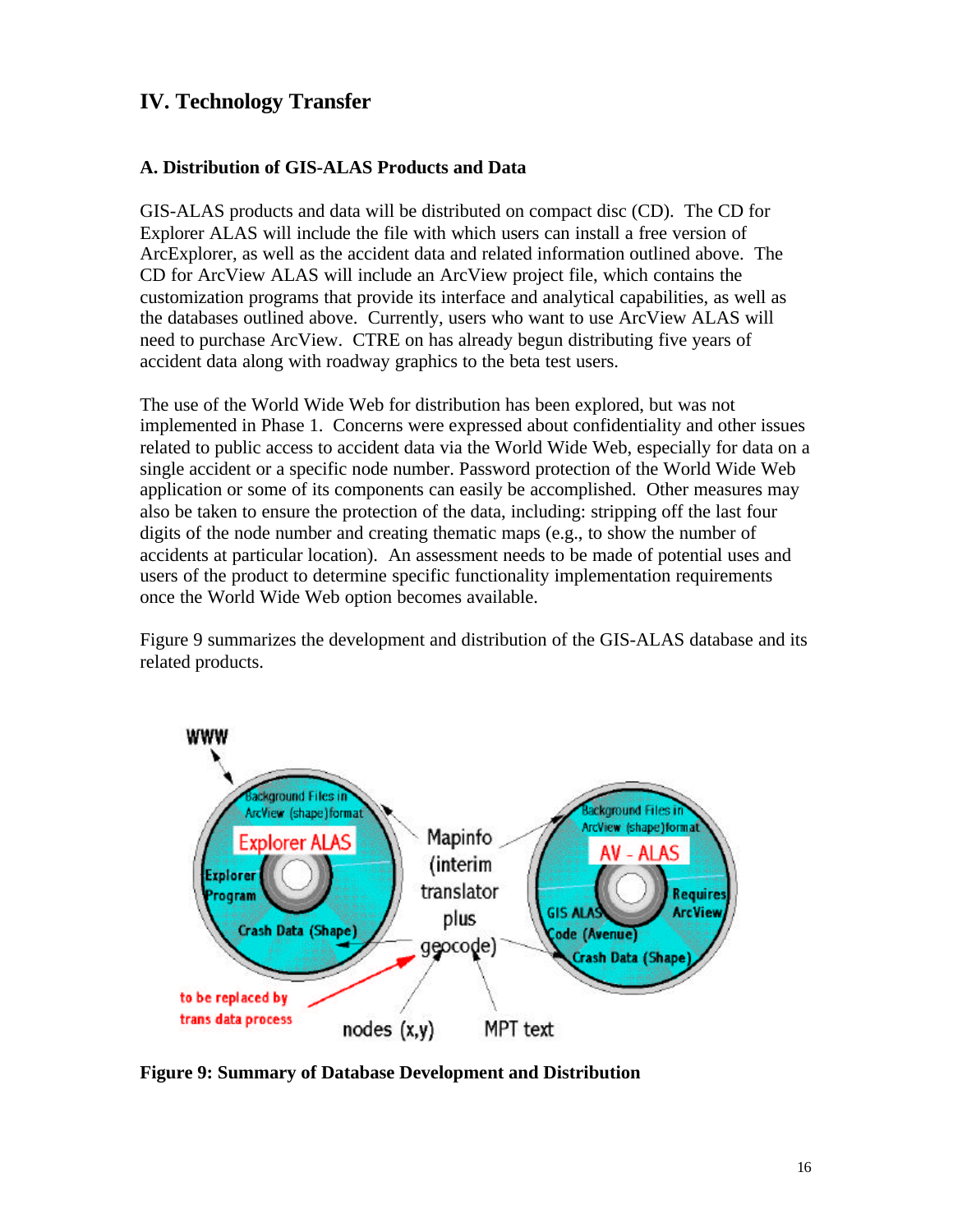# IV. Technology Transfer

## A. Distribution of GIS-ALAS Products and Data

GIS-ALAS products and data will be distributed on compact disc (CD). The CD for Explorer ALAS will include the file with which users can install a free version of ArcExplorer, as well as the accident data and related information outlined above. The CD for ArcView ALAS will include an ArcView project file, which contains the customization programs that provide its interface and analytical capabilities, as well as the databases outlined above. Currently, users who want to use ArcView ALAS will need to purchase ArcView. CTRE on has already begun distributing five years of accident data along with roadway graphics to the beta test users.

The use of the World Wide Web for distribution has been explored, but was not implemented in Phase 1. Concerns were expressed about confidentiality and other issues related to public access to accident data via the World Wide Web, especially for data on a single accident or a specific node number. Password protection of the World Wide Web application or some of its components can easily be accomplished. Other measures may also be taken to ensure the protection of the data, including: stripping off the last four digits of the node number and creating thematic maps (e.g., to show the number of accidents at particular location). An assessment needs to be made of potential uses and users of the product to determine specific functionality implementation requirements once the World Wide Web option becomes available.

Figure 9 summarizes the development and distribution of the GIS-ALAS database and its related products.

**Figure 9: Summary of Database Development and Distribution**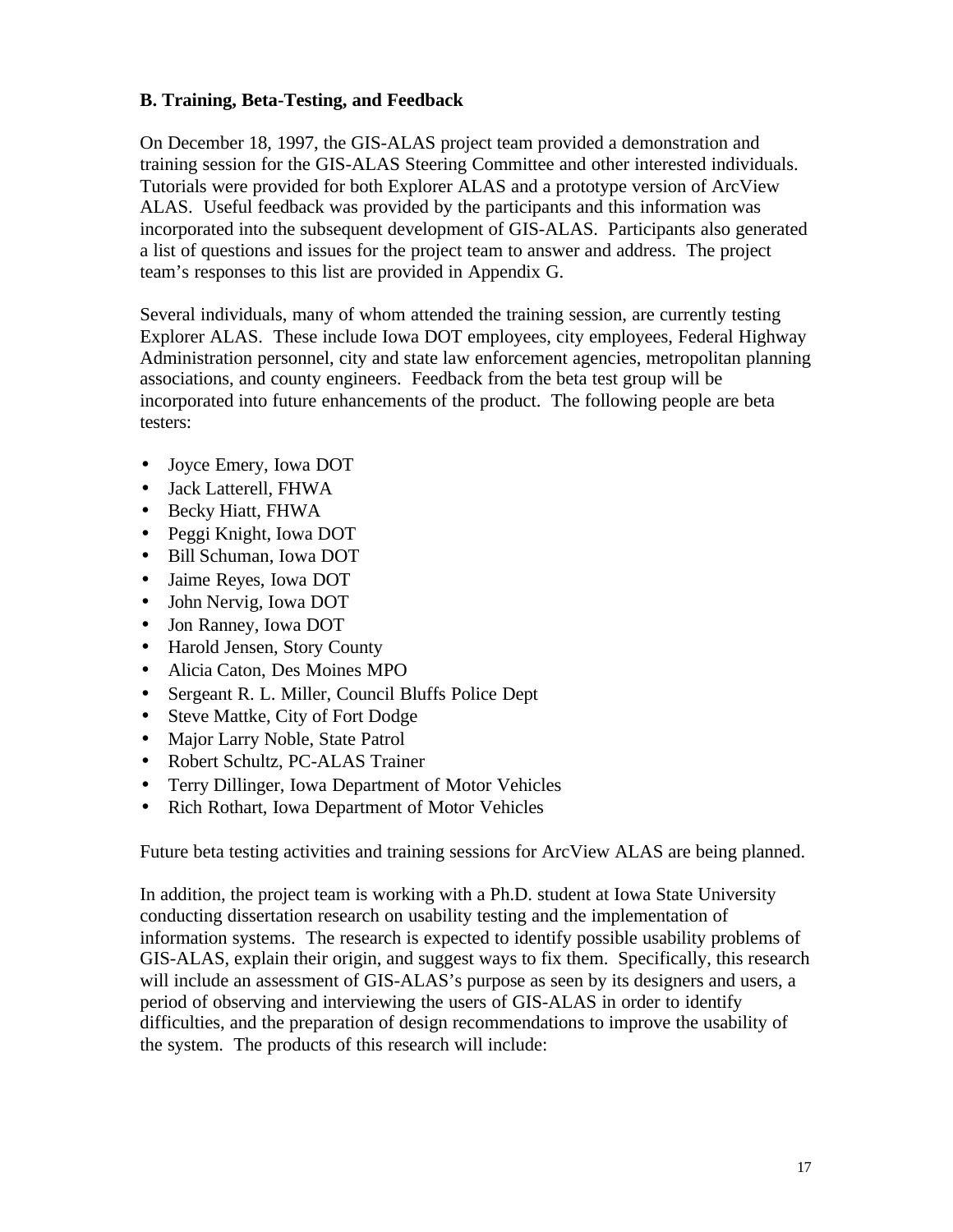### B. Training, Beta-Testing, and Feedback

On December 18, 1997, the GIS-ALAS project team provided a demonstration and training session for the GIS-ALAS Steering Committee and other interested individuals. Tutorials were provided for both Explorer ALAS and a prototype version of ArcView ALAS. Useful feedback was provided by the participants and this information was incorporated into the subsequent development of GIS-ALAS. Participants also generated a list of questions and issues for the project team to answer and address. The project team's responses to this list are provided in Appendix G.

Several individuals, many of whom attended the training session, are currently testing Explorer ALAS. These include Iowa DOT employees, city employees, Federal Highway Administration personnel, city and state law enforcement agencies, metropolitan planning associations, and county engineers. Feedback from the beta test group will be incorporated into future enhancements of the product. The following people are beta testers:

- Joyce Emery, Iowa DOT
- Jack Latterell, FHWA
- Becky Hiatt, FHWA
- Peggi Knight, Iowa DOT
- Bill Schuman, Iowa DOT
- Jaime Reyes, Iowa DOT
- John Nervig, Iowa DOT
- Jon Ranney, Iowa DOT
- Harold Jensen, Story County
- Alicia Caton, Des Moines MPO
- Sergeant R. L. Miller, Council Bluffs Police Dept
- Steve Mattke, City of Fort Dodge
- Major Larry Noble, State Patrol
- Robert Schultz, PC-ALAS Trainer
- Terry Dillinger, Iowa Department of Motor Vehicles
- Rich Rothart, Iowa Department of Motor Vehicles

Future beta testing activities and training sessions for ArcView ALAS are being planned.

In addition, the project team is working with a Ph.D. student at Iowa State University conducting dissertation research on usability testing and the implementation of information systems. The research is expected to identify possible usability problems of GIS-ALAS, explain their origin, and suggest ways to fix them. Specifically, this research will include an assessment of GIS-ALAS's purpose as seen by its designers and users, a period of observing and interviewing the users of GIS-ALAS in order to identify difficulties, and the preparation of design recommendations to improve the usability of the system. The products of this research will include: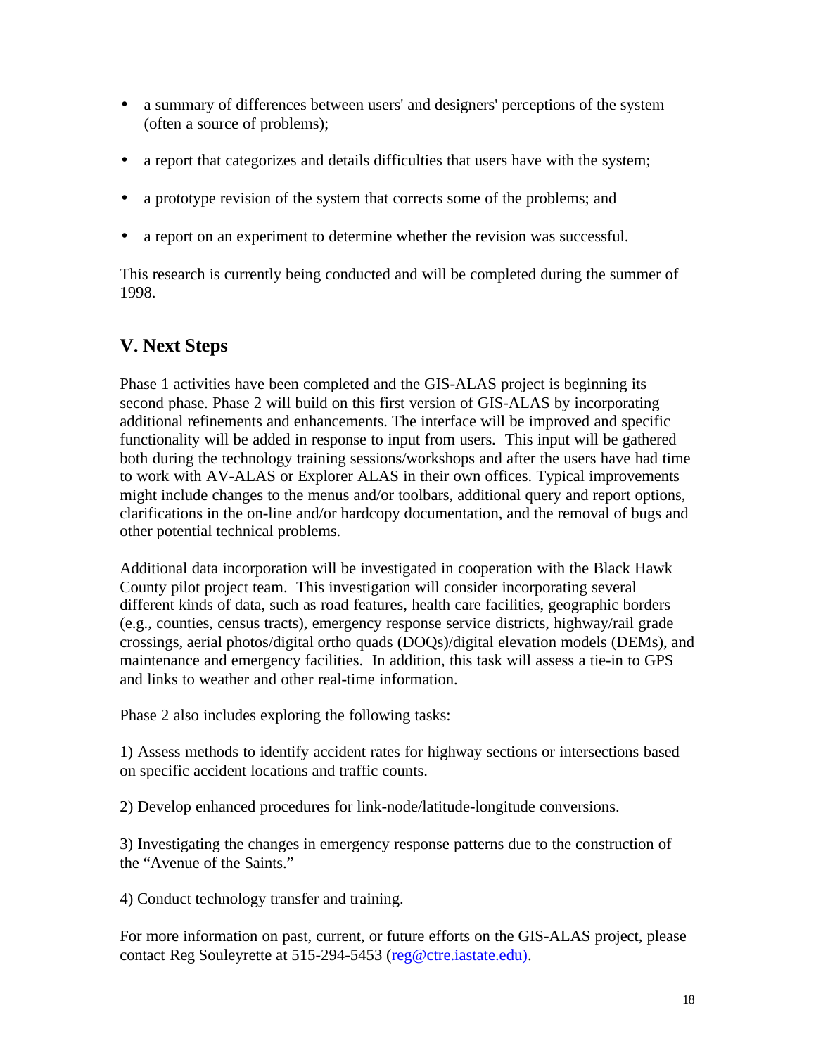- a summary of differences between users' and designers' perceptions of the system (often a source of problems);
- a report that categorizes and details difficulties that users have with the system;
- a prototype revision of the system that corrects some of the problems; and
- a report on an experiment to determine whether the revision was successful.

This research is currently being conducted and will be completed during the summer of 1998.

## V. Next Steps

Phase 1 activities have been completed and the GIS-ALAS project is beginning its second phase. Phase 2 will build on this first version of GIS-ALAS by incorporating additional refinements and enhancements. The interface will be improved and specific functionality will be added in response to input from users. This input will be gathered both during the technology training sessions/workshops and after the users have had time to work with AV-ALAS or Explorer ALAS in their own offices. Typical improvements might include changes to the menus and/or toolbars, additional query and report options, clarifications in the on-line and/or hardcopy documentation, and the removal of bugs and other potential technical problems.

Additional data incorporation will be investigated in cooperation with the Black Hawk County pilot project team. This investigation will consider incorporating several different kinds of data, such as road features, health care facilities, geographic borders (e.g., counties, census tracts), emergency response service districts, highway/rail grade crossings, aerial photos/digital ortho quads (DOQs)/digital elevation models (DEMs), and maintenance and emergency facilities. In addition, this task will assess a tie-in to GPS and links to weather and other real-time information.

Phase 2 also includes exploring the following tasks:

1) Assess methods to identify accident rates for highway sections or intersections based on specific accident locations and traffic counts.

2) Develop enhanced procedures for link-node/latitude-longitude conversions.

3) Investigating the changes in emergency response patterns due to the construction of the “Avenue of the Saints.”

4) Conduct technology transfer and training.

For more information on past, current, or future efforts on the GIS-ALAS project, please contact Reg Souleyrette at 515-294-5453 (reg@ctre.iastate.edu).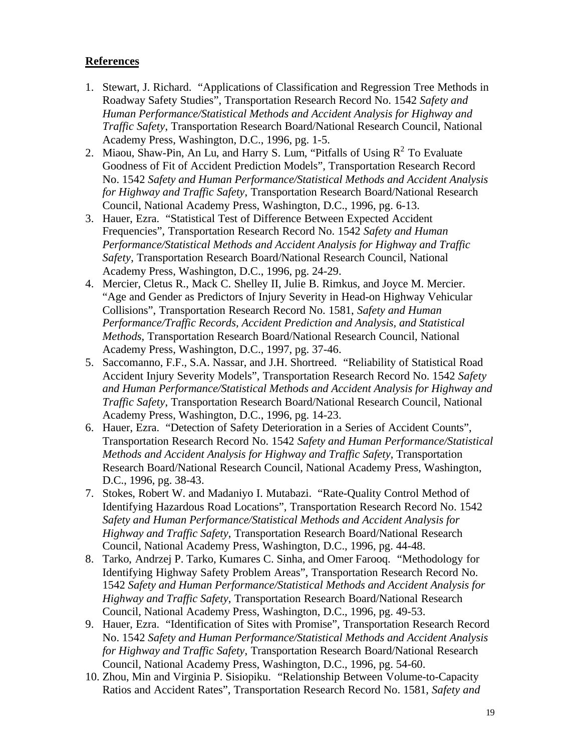## References

1. Stewart, J. Richard. "Applications of Classification and Regression Tree Methods in Roadway Safety Studies", Transportation Research Record No. 1542 *Safety and Human Performance/Statistical Methods and Accident Analysis for Highway and Traffic Safety*, Transportation Research Board/National Research Council, National Academy Press, Washington, D.C., 1996, pg. 1-5.
2. Miaou, Shaw-Pin, An Lu, and Harry S. Lum, "Pitfalls of Using $R^2$ To Evaluate Goodness of Fit of Accident Prediction Models", Transportation Research Record No. 1542 *Safety and Human Performance/Statistical Methods and Accident Analysis for Highway and Traffic Safety*, Transportation Research Board/National Research Council, National Academy Press, Washington, D.C., 1996, pg. 6-13.
3. Hauer, Ezra. "Statistical Test of Difference Between Expected Accident Frequencies", Transportation Research Record No. 1542 *Safety and Human Performance/Statistical Methods and Accident Analysis for Highway and Traffic Safety*, Transportation Research Board/National Research Council, National Academy Press, Washington, D.C., 1996, pg. 24-29.
4. Mercier, Cletus R., Mack C. Shelley II, Julie B. Rimkus, and Joyce M. Mercier. "Age and Gender as Predictors of Injury Severity in Head-on Highway Vehicular Collisions", Transportation Research Record No. 1581, *Safety and Human Performance/Traffic Records, Accident Prediction and Analysis, and Statistical Methods*, Transportation Research Board/National Research Council, National Academy Press, Washington, D.C., 1997, pg. 37-46.
5. Saccomanno, F.F., S.A. Nassar, and J.H. Shortreed. "Reliability of Statistical Road Accident Injury Severity Models", Transportation Research Record No. 1542 *Safety and Human Performance/Statistical Methods and Accident Analysis for Highway and Traffic Safety*, Transportation Research Board/National Research Council, National Academy Press, Washington, D.C., 1996, pg. 14-23.
6. Hauer, Ezra. "Detection of Safety Deterioration in a Series of Accident Counts", Transportation Research Record No. 1542 *Safety and Human Performance/Statistical Methods and Accident Analysis for Highway and Traffic Safety*, Transportation Research Board/National Research Council, National Academy Press, Washington, D.C., 1996, pg. 38-43.
7. Stokes, Robert W. and Madaniyo I. Mutabazi. "Rate-Quality Control Method of Identifying Hazardous Road Locations", Transportation Research Record No. 1542 *Safety and Human Performance/Statistical Methods and Accident Analysis for Highway and Traffic Safety*, Transportation Research Board/National Research Council, National Academy Press, Washington, D.C., 1996, pg. 44-48.
8. Tarko, Andrzej P. Tarko, Kumares C. Sinha, and Omer Farooq. "Methodology for Identifying Highway Safety Problem Areas", Transportation Research Record No. 1542 *Safety and Human Performance/Statistical Methods and Accident Analysis for Highway and Traffic Safety*, Transportation Research Board/National Research Council, National Academy Press, Washington, D.C., 1996, pg. 49-53.
9. Hauer, Ezra. "Identification of Sites with Promise", Transportation Research Record No. 1542 *Safety and Human Performance/Statistical Methods and Accident Analysis for Highway and Traffic Safety*, Transportation Research Board/National Research Council, National Academy Press, Washington, D.C., 1996, pg. 54-60.
10. Zhou, Min and Virginia P. Sisiopiku. "Relationship Between Volume-to-Capacity Ratios and Accident Rates", Transportation Research Record No. 1581, *Safety and*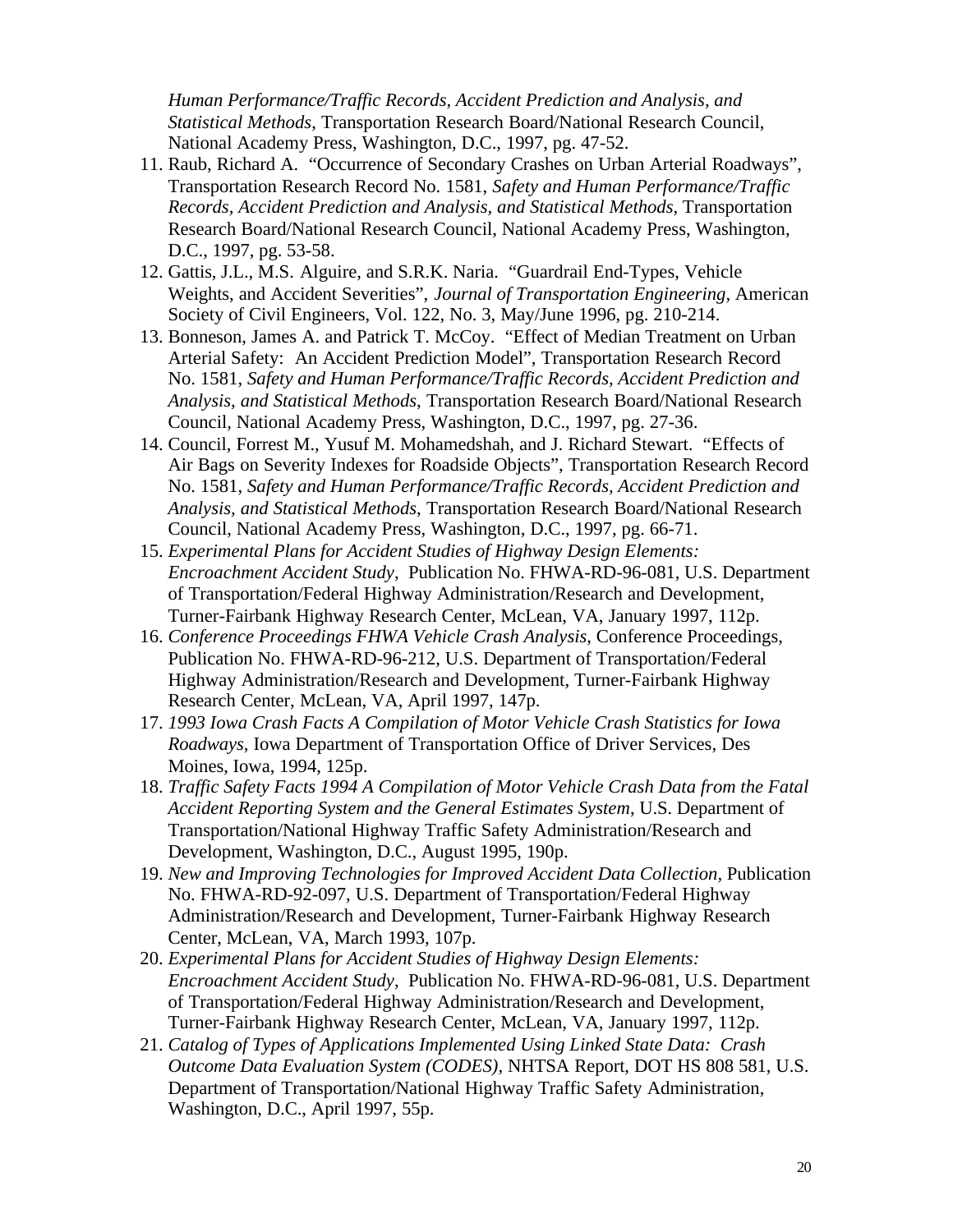*Human Performance/Traffic Records, Accident Prediction and Analysis, and Statistical Methods*, Transportation Research Board/National Research Council, National Academy Press, Washington, D.C., 1997, pg. 47-52.

11. Raub, Richard A. "Occurrence of Secondary Crashes on Urban Arterial Roadways", Transportation Research Record No. 1581, *Safety and Human Performance/Traffic Records, Accident Prediction and Analysis, and Statistical Methods*, Transportation Research Board/National Research Council, National Academy Press, Washington, D.C., 1997, pg. 53-58.
12. Gattis, J.L., M.S. Alguire, and S.R.K. Naria. "Guardrail End-Types, Vehicle Weights, and Accident Severities", *Journal of Transportation Engineering*, American Society of Civil Engineers, Vol. 122, No. 3, May/June 1996, pg. 210-214.
13. Bonneson, James A. and Patrick T. McCoy. "Effect of Median Treatment on Urban Arterial Safety: An Accident Prediction Model", Transportation Research Record No. 1581, *Safety and Human Performance/Traffic Records, Accident Prediction and Analysis, and Statistical Methods*, Transportation Research Board/National Research Council, National Academy Press, Washington, D.C., 1997, pg. 27-36.
14. Council, Forrest M., Yusuf M. Mohamedshah, and J. Richard Stewart. "Effects of Air Bags on Severity Indexes for Roadside Objects", Transportation Research Record No. 1581, *Safety and Human Performance/Traffic Records, Accident Prediction and Analysis, and Statistical Methods*, Transportation Research Board/National Research Council, National Academy Press, Washington, D.C., 1997, pg. 66-71.
15. *Experimental Plans for Accident Studies of Highway Design Elements: Encroachment Accident Study*, Publication No. FHWA-RD-96-081, U.S. Department of Transportation/Federal Highway Administration/Research and Development, Turner-Fairbank Highway Research Center, McLean, VA, January 1997, 112p.
16. *Conference Proceedings FHWA Vehicle Crash Analysis*, Conference Proceedings, Publication No. FHWA-RD-96-212, U.S. Department of Transportation/Federal Highway Administration/Research and Development, Turner-Fairbank Highway Research Center, McLean, VA, April 1997, 147p.
17. *1993 Iowa Crash Facts A Compilation of Motor Vehicle Crash Statistics for Iowa Roadways*, Iowa Department of Transportation Office of Driver Services, Des Moines, Iowa, 1994, 125p.
18. *Traffic Safety Facts 1994 A Compilation of Motor Vehicle Crash Data from the Fatal Accident Reporting System and the General Estimates System*, U.S. Department of Transportation/National Highway Traffic Safety Administration/Research and Development, Washington, D.C., August 1995, 190p.
19. *New and Improving Technologies for Improved Accident Data Collection*, Publication No. FHWA-RD-92-097, U.S. Department of Transportation/Federal Highway Administration/Research and Development, Turner-Fairbank Highway Research Center, McLean, VA, March 1993, 107p.
20. *Experimental Plans for Accident Studies of Highway Design Elements: Encroachment Accident Study*, Publication No. FHWA-RD-96-081, U.S. Department of Transportation/Federal Highway Administration/Research and Development, Turner-Fairbank Highway Research Center, McLean, VA, January 1997, 112p.
21. *Catalog of Types of Applications Implemented Using Linked State Data: Crash Outcome Data Evaluation System (CODES)*, NHTSA Report, DOT HS 808 581, U.S. Department of Transportation/National Highway Traffic Safety Administration, Washington, D.C., April 1997, 55p.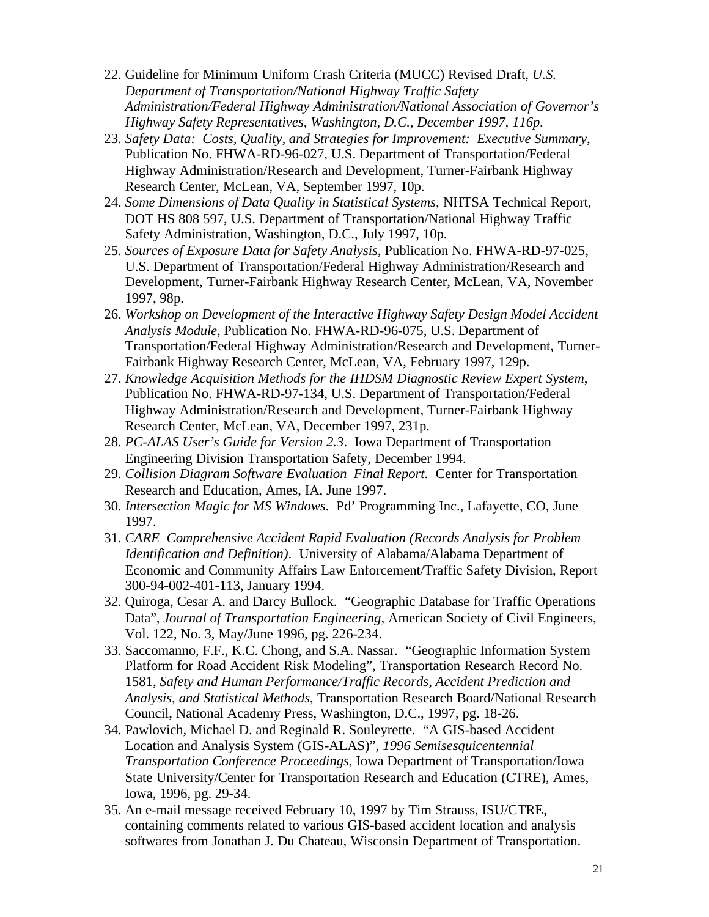22. Guideline for Minimum Uniform Crash Criteria (MUCC) Revised Draft, *U.S. Department of Transportation/National Highway Traffic Safety Administration/Federal Highway Administration/National Association of Governor's Highway Safety Representatives, Washington, D.C., December 1997, 116p.*
23. *Safety Data: Costs, Quality, and Strategies for Improvement: Executive Summary*, Publication No. FHWA-RD-96-027, U.S. Department of Transportation/Federal Highway Administration/Research and Development, Turner-Fairbank Highway Research Center, McLean, VA, September 1997, 10p.
24. *Some Dimensions of Data Quality in Statistical Systems*, NHTSA Technical Report, DOT HS 808 597, U.S. Department of Transportation/National Highway Traffic Safety Administration, Washington, D.C., July 1997, 10p.
25. *Sources of Exposure Data for Safety Analysis*, Publication No. FHWA-RD-97-025, U.S. Department of Transportation/Federal Highway Administration/Research and Development, Turner-Fairbank Highway Research Center, McLean, VA, November 1997, 98p.
26. *Workshop on Development of the Interactive Highway Safety Design Model Accident Analysis Module*, Publication No. FHWA-RD-96-075, U.S. Department of Transportation/Federal Highway Administration/Research and Development, Turner-Fairbank Highway Research Center, McLean, VA, February 1997, 129p.
27. *Knowledge Acquisition Methods for the IHDSM Diagnostic Review Expert System*, Publication No. FHWA-RD-97-134, U.S. Department of Transportation/Federal Highway Administration/Research and Development, Turner-Fairbank Highway Research Center, McLean, VA, December 1997, 231p.
28. *PC-ALAS User's Guide for Version 2.3*. Iowa Department of Transportation Engineering Division Transportation Safety, December 1994.
29. *Collision Diagram Software Evaluation Final Report*. Center for Transportation Research and Education, Ames, IA, June 1997.
30. *Intersection Magic for MS Windows*. Pd' Programming Inc., Lafayette, CO, June 1997.
31. *CARE Comprehensive Accident Rapid Evaluation (Records Analysis for Problem Identification and Definition)*. University of Alabama/Alabama Department of Economic and Community Affairs Law Enforcement/Traffic Safety Division, Report 300-94-002-401-113, January 1994.
32. Quiroga, Cesar A. and Darcy Bullock. "Geographic Database for Traffic Operations Data", *Journal of Transportation Engineering*, American Society of Civil Engineers, Vol. 122, No. 3, May/June 1996, pg. 226-234.
33. Saccomanno, F.F., K.C. Chong, and S.A. Nassar. "Geographic Information System Platform for Road Accident Risk Modeling", Transportation Research Record No. 1581, *Safety and Human Performance/Traffic Records, Accident Prediction and Analysis, and Statistical Methods*, Transportation Research Board/National Research Council, National Academy Press, Washington, D.C., 1997, pg. 18-26.
34. Pawlovich, Michael D. and Reginald R. Souleyrette. "A GIS-based Accident Location and Analysis System (GIS-ALAS)", *1996 Semisesquicentennial Transportation Conference Proceedings*, Iowa Department of Transportation/Iowa State University/Center for Transportation Research and Education (CTRE), Ames, Iowa, 1996, pg. 29-34.
35. An e-mail message received February 10, 1997 by Tim Strauss, ISU/CTRE, containing comments related to various GIS-based accident location and analysis softwares from Jonathan J. Du Chateau, Wisconsin Department of Transportation.